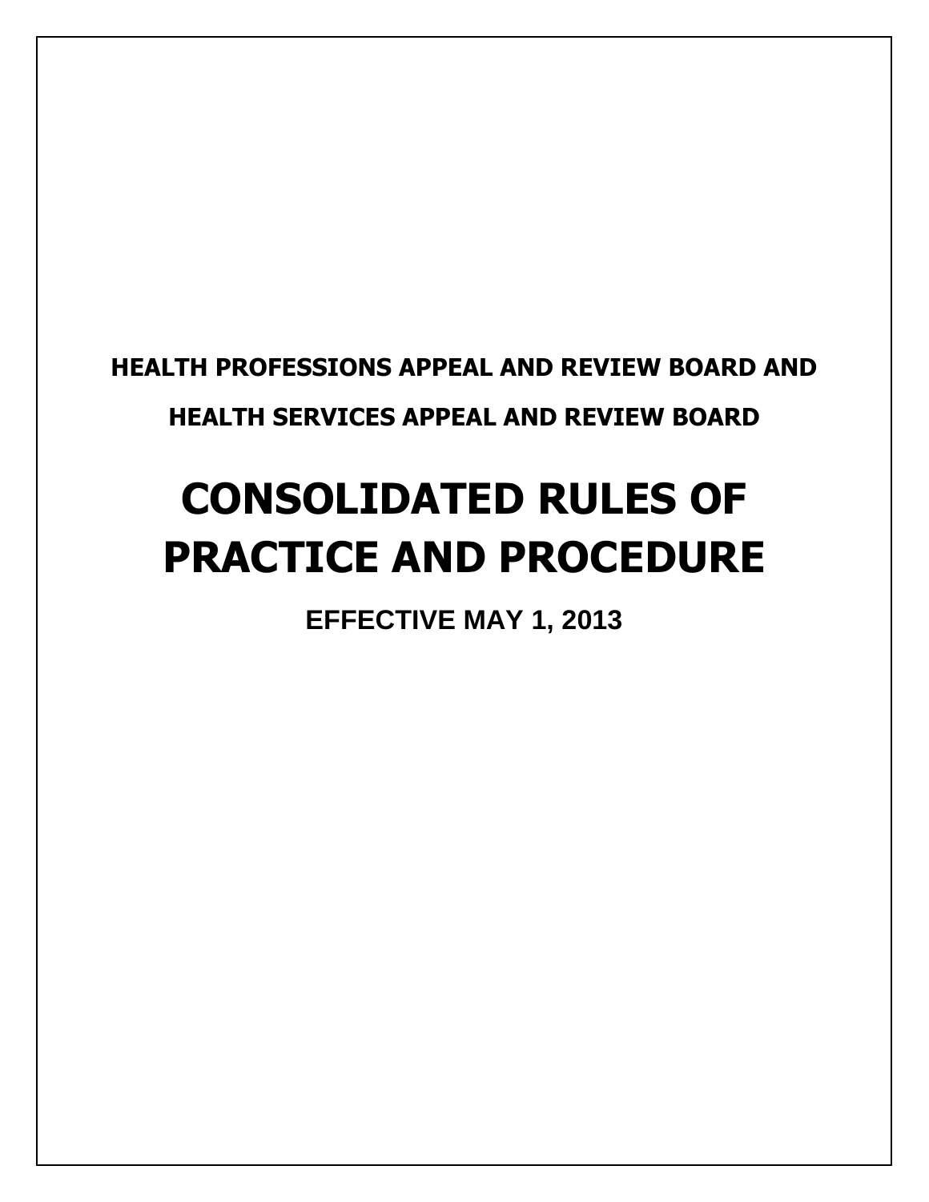**HEALTH PROFESSIONS APPEAL AND REVIEW BOARD AND**

**HEALTH SERVICES APPEAL AND REVIEW BOARD**

# CONSOLIDATED RULES OF PRACTICE AND PROCEDURE

**EFFECTIVE MAY 1, 2013**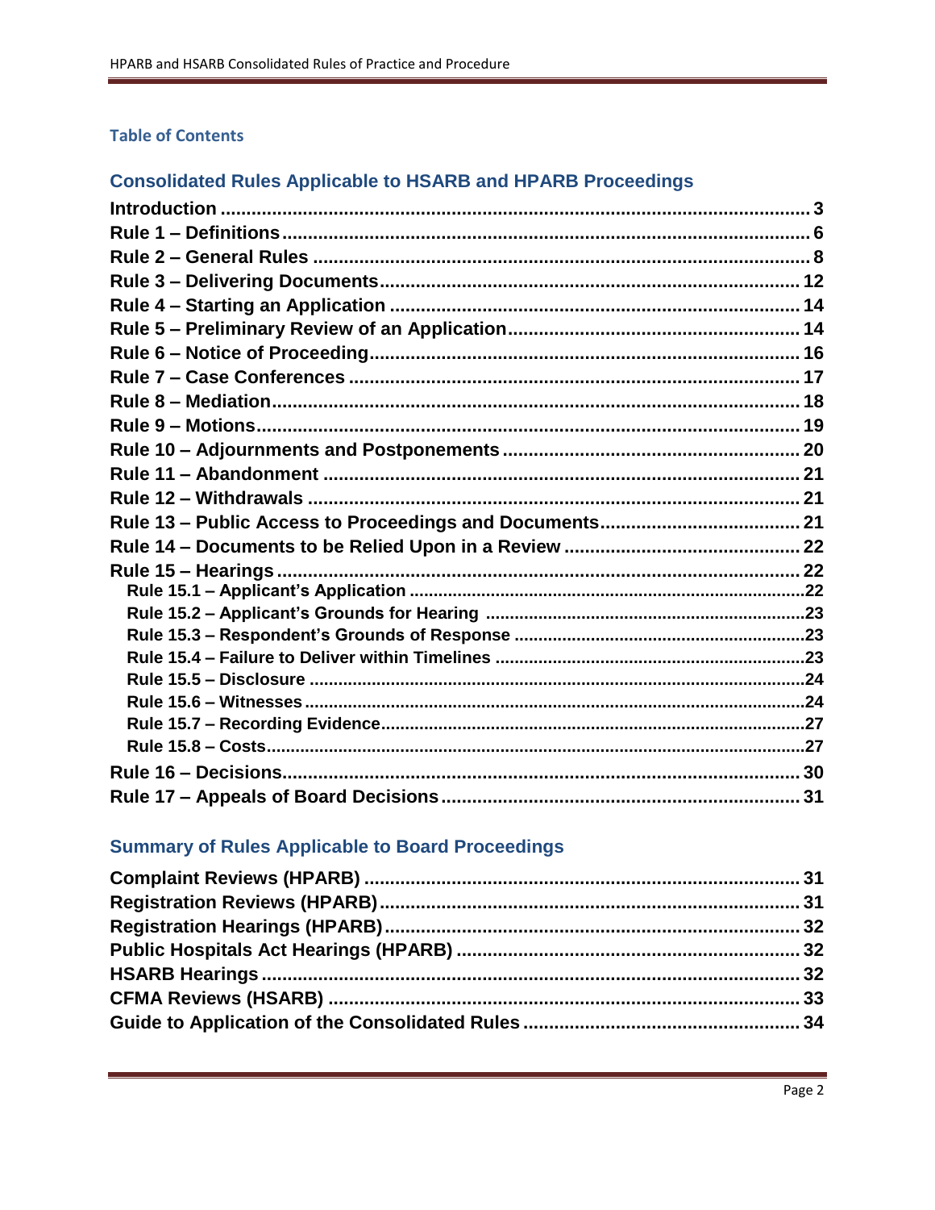### Table of Contents

## Consolidated Rules Applicable to HSARB and HPARB Proceedings

**Introduction** .......... 3
**Rule 1 – Definitions** .......... 6
**Rule 2 – General Rules** .......... 8
**Rule 3 – Delivering Documents** .......... 12
**Rule 4 – Starting an Application** .......... 14
**Rule 5 – Preliminary Review of an Application** .......... 14
**Rule 6 – Notice of Proceeding** .......... 16
**Rule 7 – Case Conferences** .......... 17
**Rule 8 – Mediation** .......... 18
**Rule 9 – Motions** .......... 19
**Rule 10 – Adjournments and Postponements** .......... 20
**Rule 11 – Abandonment** .......... 21
**Rule 12 – Withdrawals** .......... 21
**Rule 13 – Public Access to Proceedings and Documents** .......... 21
**Rule 14 – Documents to be Relied Upon in a Review** .......... 22
**Rule 15 – Hearings** .......... 22
- **Rule 15.1 – Applicant's Application** .......... 22
- **Rule 15.2 – Applicant's Grounds for Hearing** .......... 23
- **Rule 15.3 – Respondent's Grounds of Response** .......... 23
- **Rule 15.4 – Failure to Deliver within Timelines** .......... 23
- **Rule 15.5 – Disclosure** .......... 24
- **Rule 15.6 – Witnesses** .......... 24
- **Rule 15.7 – Recording Evidence** .......... 27
- **Rule 15.8 – Costs** .......... 27

**Rule 16 – Decisions** .......... 30
**Rule 17 – Appeals of Board Decisions** .......... 31

## Summary of Rules Applicable to Board Proceedings

**Complaint Reviews (HPARB)** .......... 31
**Registration Reviews (HPARB)** .......... 31
**Registration Hearings (HPARB)** .......... 32
**Public Hospitals Act Hearings (HPARB)** .......... 32
**HSARB Hearings** .......... 32
**CFMA Reviews (HSARB)** .......... 33
**Guide to Application of the Consolidated Rules** .......... 34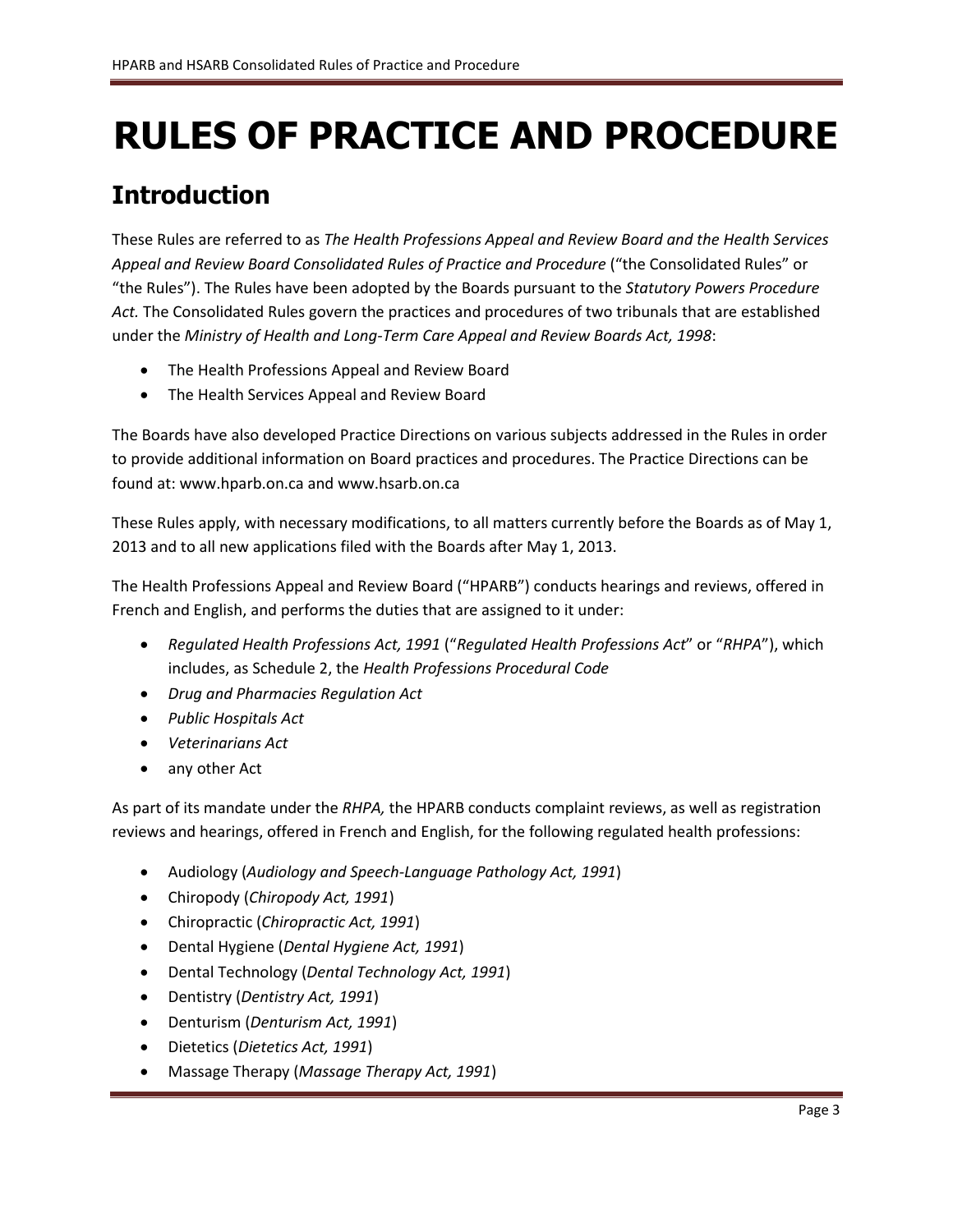# RULES OF PRACTICE AND PROCEDURE

## Introduction

These Rules are referred to as *The Health Professions Appeal and Review Board and the Health Services Appeal and Review Board Consolidated Rules of Practice and Procedure* ("the Consolidated Rules" or "the Rules"). The Rules have been adopted by the Boards pursuant to the *Statutory Powers Procedure Act.* The Consolidated Rules govern the practices and procedures of two tribunals that are established under the *Ministry of Health and Long-Term Care Appeal and Review Boards Act, 1998*:

- The Health Professions Appeal and Review Board
- The Health Services Appeal and Review Board

The Boards have also developed Practice Directions on various subjects addressed in the Rules in order to provide additional information on Board practices and procedures. The Practice Directions can be found at: www.hparb.on.ca and www.hsarb.on.ca

These Rules apply, with necessary modifications, to all matters currently before the Boards as of May 1, 2013 and to all new applications filed with the Boards after May 1, 2013.

The Health Professions Appeal and Review Board ("HPARB") conducts hearings and reviews, offered in French and English, and performs the duties that are assigned to it under:

- *Regulated Health Professions Act, 1991* ("*Regulated Health Professions Act*" or "*RHPA*"), which includes, as Schedule 2, the *Health Professions Procedural Code*
- *Drug and Pharmacies Regulation Act*
- *Public Hospitals Act*
- *Veterinarians Act*
- any other Act

As part of its mandate under the *RHPA,* the HPARB conducts complaint reviews, as well as registration reviews and hearings, offered in French and English, for the following regulated health professions:

- Audiology (*Audiology and Speech-Language Pathology Act, 1991*)
- Chiropody (*Chiropody Act, 1991*)
- Chiropractic (*Chiropractic Act, 1991*)
- Dental Hygiene (*Dental Hygiene Act, 1991*)
- Dental Technology (*Dental Technology Act, 1991*)
- Dentistry (*Dentistry Act, 1991*)
- Denturism (*Denturism Act, 1991*)
- Dietetics (*Dietetics Act, 1991*)
- Massage Therapy (*Massage Therapy Act, 1991*)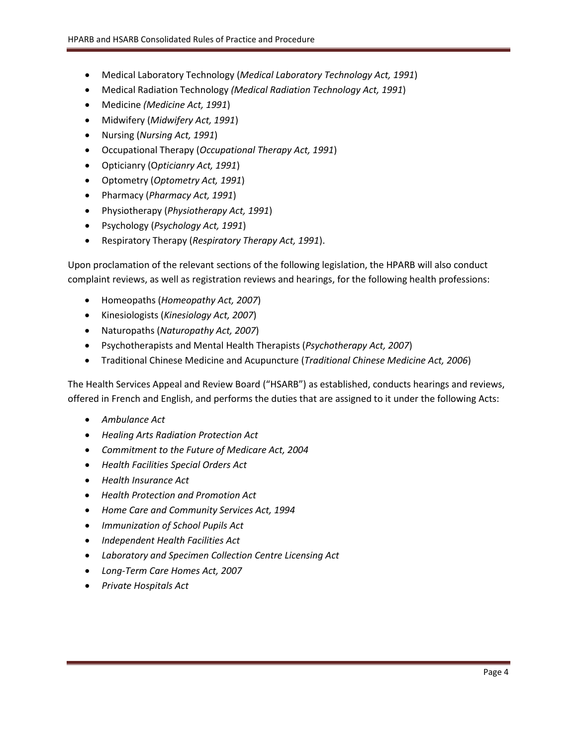- Medical Laboratory Technology (*Medical Laboratory Technology Act, 1991*)
- Medical Radiation Technology *(Medical Radiation Technology Act, 1991*)
- Medicine *(Medicine Act, 1991*)
- Midwifery (*Midwifery Act, 1991*)
- Nursing (*Nursing Act, 1991*)
- Occupational Therapy (*Occupational Therapy Act, 1991*)
- Opticianry (O*pticianry Act, 1991*)
- Optometry (*Optometry Act, 1991*)
- Pharmacy (*Pharmacy Act, 1991*)
- Physiotherapy (*Physiotherapy Act, 1991*)
- Psychology (*Psychology Act, 1991*)
- Respiratory Therapy (*Respiratory Therapy Act, 1991*).

Upon proclamation of the relevant sections of the following legislation, the HPARB will also conduct complaint reviews, as well as registration reviews and hearings, for the following health professions:

- Homeopaths (*Homeopathy Act, 2007*)
- Kinesiologists (*Kinesiology Act, 2007*)
- Naturopaths (*Naturopathy Act, 2007*)
- Psychotherapists and Mental Health Therapists (*Psychotherapy Act, 2007*)
- Traditional Chinese Medicine and Acupuncture (*Traditional Chinese Medicine Act, 2006*)

The Health Services Appeal and Review Board ("HSARB") as established, conducts hearings and reviews, offered in French and English, and performs the duties that are assigned to it under the following Acts:

- *Ambulance Act*
- *Healing Arts Radiation Protection Act*
- *Commitment to the Future of Medicare Act, 2004*
- *Health Facilities Special Orders Act*
- *Health Insurance Act*
- *Health Protection and Promotion Act*
- *Home Care and Community Services Act, 1994*
- *Immunization of School Pupils Act*
- *Independent Health Facilities Act*
- *Laboratory and Specimen Collection Centre Licensing Act*
- *Long-Term Care Homes Act, 2007*
- *Private Hospitals Act*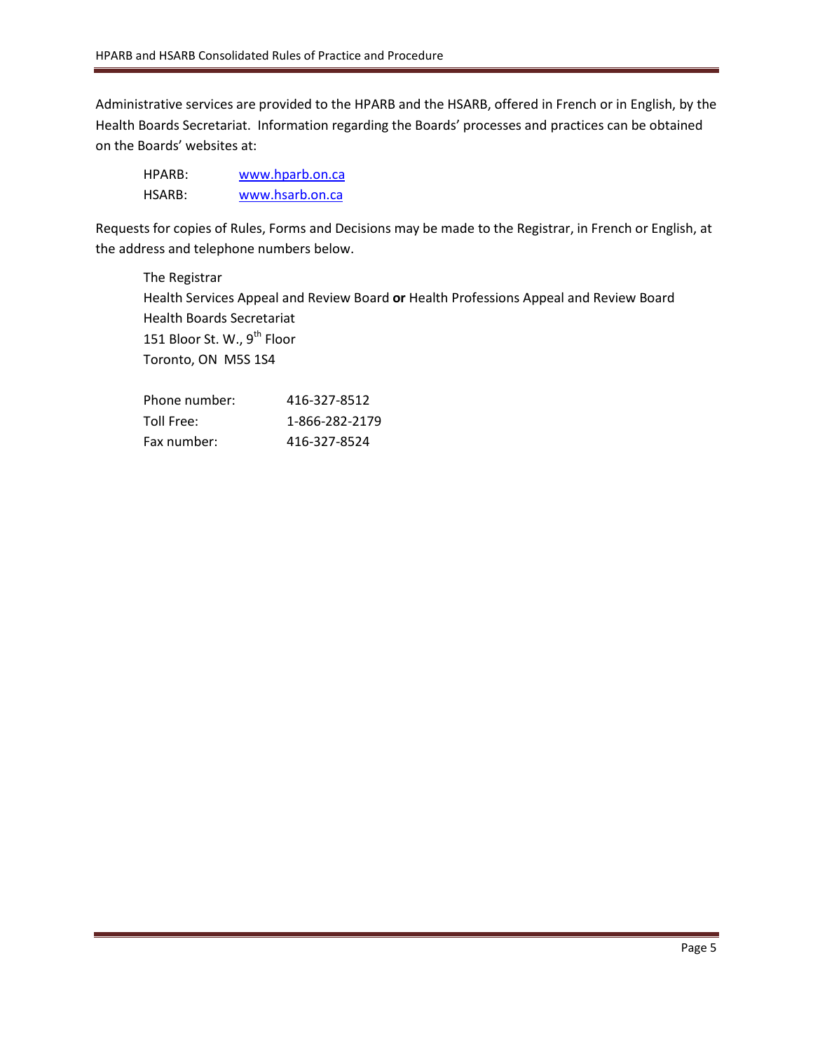Administrative services are provided to the HPARB and the HSARB, offered in French or in English, by the Health Boards Secretariat. Information regarding the Boards' processes and practices can be obtained on the Boards' websites at:

| | |
|---|---|
| HPARB: | www.hparb.on.ca |
| HSARB: | www.hsarb.on.ca |

Requests for copies of Rules, Forms and Decisions may be made to the Registrar, in French or English, at the address and telephone numbers below.

The Registrar
Health Services Appeal and Review Board **or** Health Professions Appeal and Review Board
Health Boards Secretariat
151 Bloor St. W., 9th Floor
Toronto, ON M5S 1S4

| | |
|---|---|
| Phone number: | 416-327-8512 |
| Toll Free: | 1-866-282-2179 |
| Fax number: | 416-327-8524 |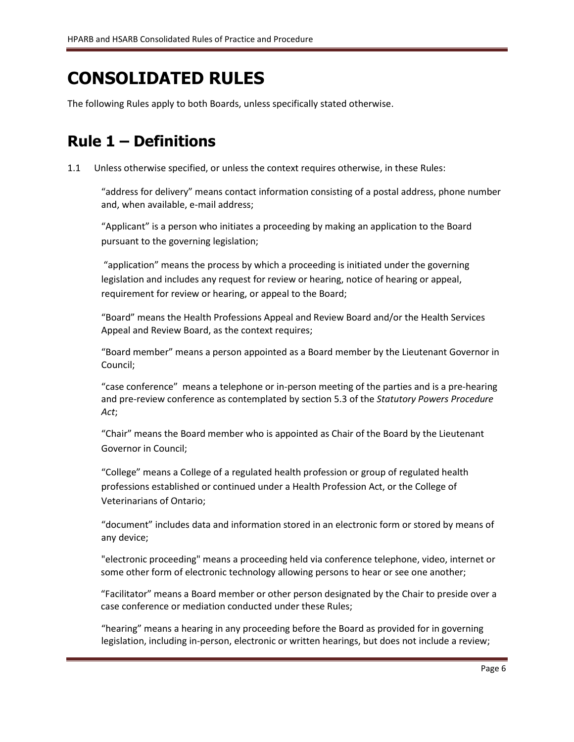# CONSOLIDATED RULES

The following Rules apply to both Boards, unless specifically stated otherwise.

## Rule 1 – Definitions

1.1 Unless otherwise specified, or unless the context requires otherwise, in these Rules:

"address for delivery" means contact information consisting of a postal address, phone number and, when available, e-mail address;

"Applicant" is a person who initiates a proceeding by making an application to the Board pursuant to the governing legislation;

"application" means the process by which a proceeding is initiated under the governing legislation and includes any request for review or hearing, notice of hearing or appeal, requirement for review or hearing, or appeal to the Board;

"Board" means the Health Professions Appeal and Review Board and/or the Health Services Appeal and Review Board, as the context requires;

"Board member" means a person appointed as a Board member by the Lieutenant Governor in Council;

"case conference" means a telephone or in-person meeting of the parties and is a pre-hearing and pre-review conference as contemplated by section 5.3 of the *Statutory Powers Procedure Act*;

"Chair" means the Board member who is appointed as Chair of the Board by the Lieutenant Governor in Council;

"College" means a College of a regulated health profession or group of regulated health professions established or continued under a Health Profession Act, or the College of Veterinarians of Ontario;

"document" includes data and information stored in an electronic form or stored by means of any device;

"electronic proceeding" means a proceeding held via conference telephone, video, internet or some other form of electronic technology allowing persons to hear or see one another;

"Facilitator" means a Board member or other person designated by the Chair to preside over a case conference or mediation conducted under these Rules;

"hearing" means a hearing in any proceeding before the Board as provided for in governing legislation, including in-person, electronic or written hearings, but does not include a review;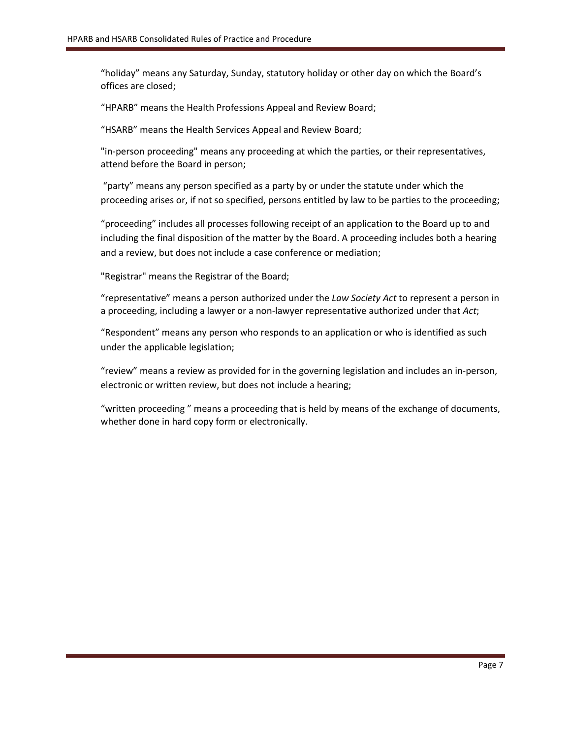“holiday” means any Saturday, Sunday, statutory holiday or other day on which the Board’s offices are closed;

“HPARB” means the Health Professions Appeal and Review Board;

“HSARB” means the Health Services Appeal and Review Board;

"in-person proceeding" means any proceeding at which the parties, or their representatives, attend before the Board in person;

“party” means any person specified as a party by or under the statute under which the proceeding arises or, if not so specified, persons entitled by law to be parties to the proceeding;

“proceeding” includes all processes following receipt of an application to the Board up to and including the final disposition of the matter by the Board. A proceeding includes both a hearing and a review, but does not include a case conference or mediation;

"Registrar" means the Registrar of the Board;

“representative” means a person authorized under the *Law Society Act* to represent a person in a proceeding, including a lawyer or a non-lawyer representative authorized under that *Act*;

“Respondent” means any person who responds to an application or who is identified as such under the applicable legislation;

“review” means a review as provided for in the governing legislation and includes an in-person, electronic or written review, but does not include a hearing;

“written proceeding ” means a proceeding that is held by means of the exchange of documents, whether done in hard copy form or electronically.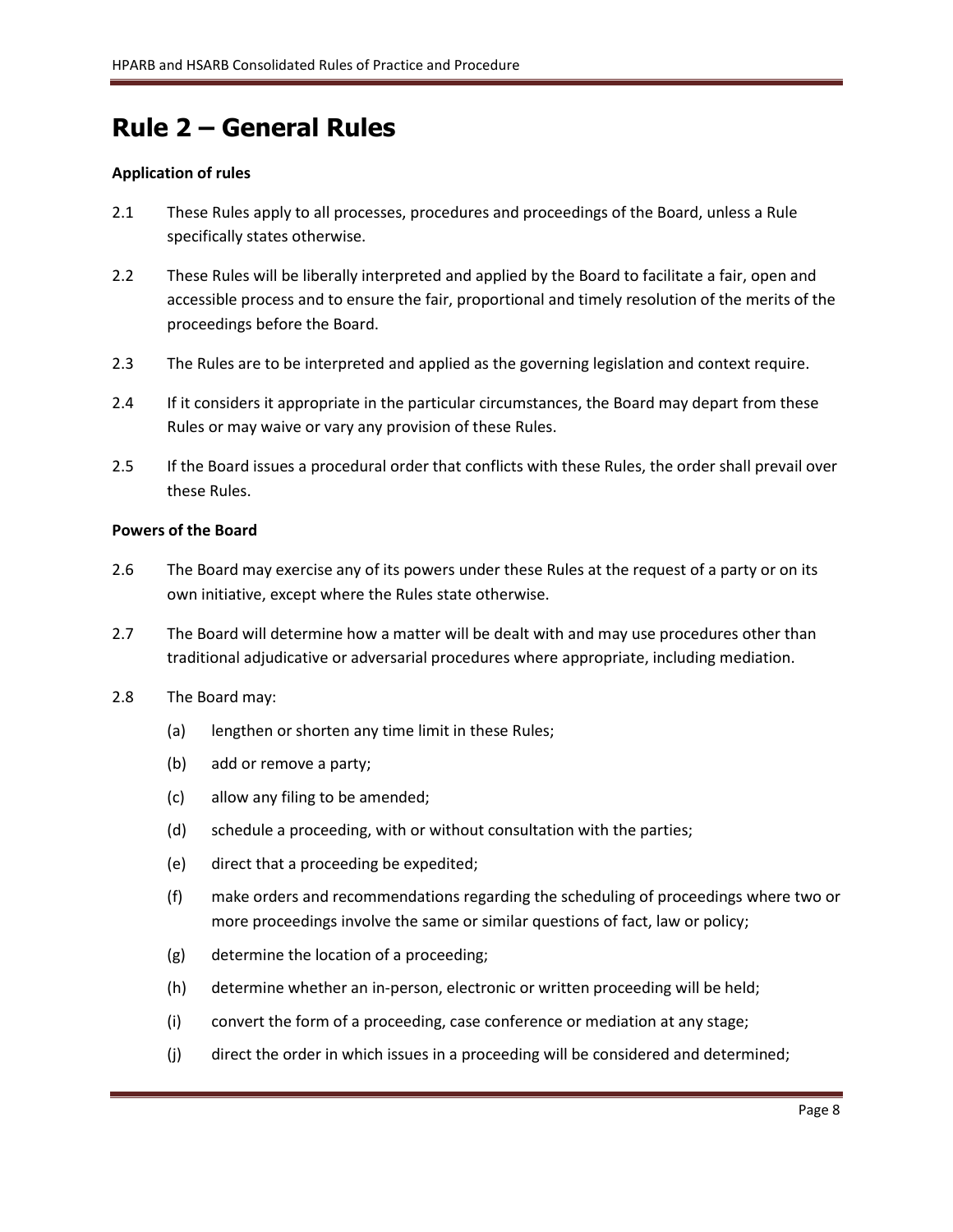# Rule 2 – General Rules

**Application of rules**

2.1 These Rules apply to all processes, procedures and proceedings of the Board, unless a Rule specifically states otherwise.

2.2 These Rules will be liberally interpreted and applied by the Board to facilitate a fair, open and accessible process and to ensure the fair, proportional and timely resolution of the merits of the proceedings before the Board.

2.3 The Rules are to be interpreted and applied as the governing legislation and context require.

2.4 If it considers it appropriate in the particular circumstances, the Board may depart from these Rules or may waive or vary any provision of these Rules.

2.5 If the Board issues a procedural order that conflicts with these Rules, the order shall prevail over these Rules.

**Powers of the Board**

2.6 The Board may exercise any of its powers under these Rules at the request of a party or on its own initiative, except where the Rules state otherwise.

2.7 The Board will determine how a matter will be dealt with and may use procedures other than traditional adjudicative or adversarial procedures where appropriate, including mediation.

2.8 The Board may:

(a) lengthen or shorten any time limit in these Rules;

(b) add or remove a party;

(c) allow any filing to be amended;

(d) schedule a proceeding, with or without consultation with the parties;

(e) direct that a proceeding be expedited;

(f) make orders and recommendations regarding the scheduling of proceedings where two or more proceedings involve the same or similar questions of fact, law or policy;

(g) determine the location of a proceeding;

(h) determine whether an in-person, electronic or written proceeding will be held;

(i) convert the form of a proceeding, case conference or mediation at any stage;

(j) direct the order in which issues in a proceeding will be considered and determined;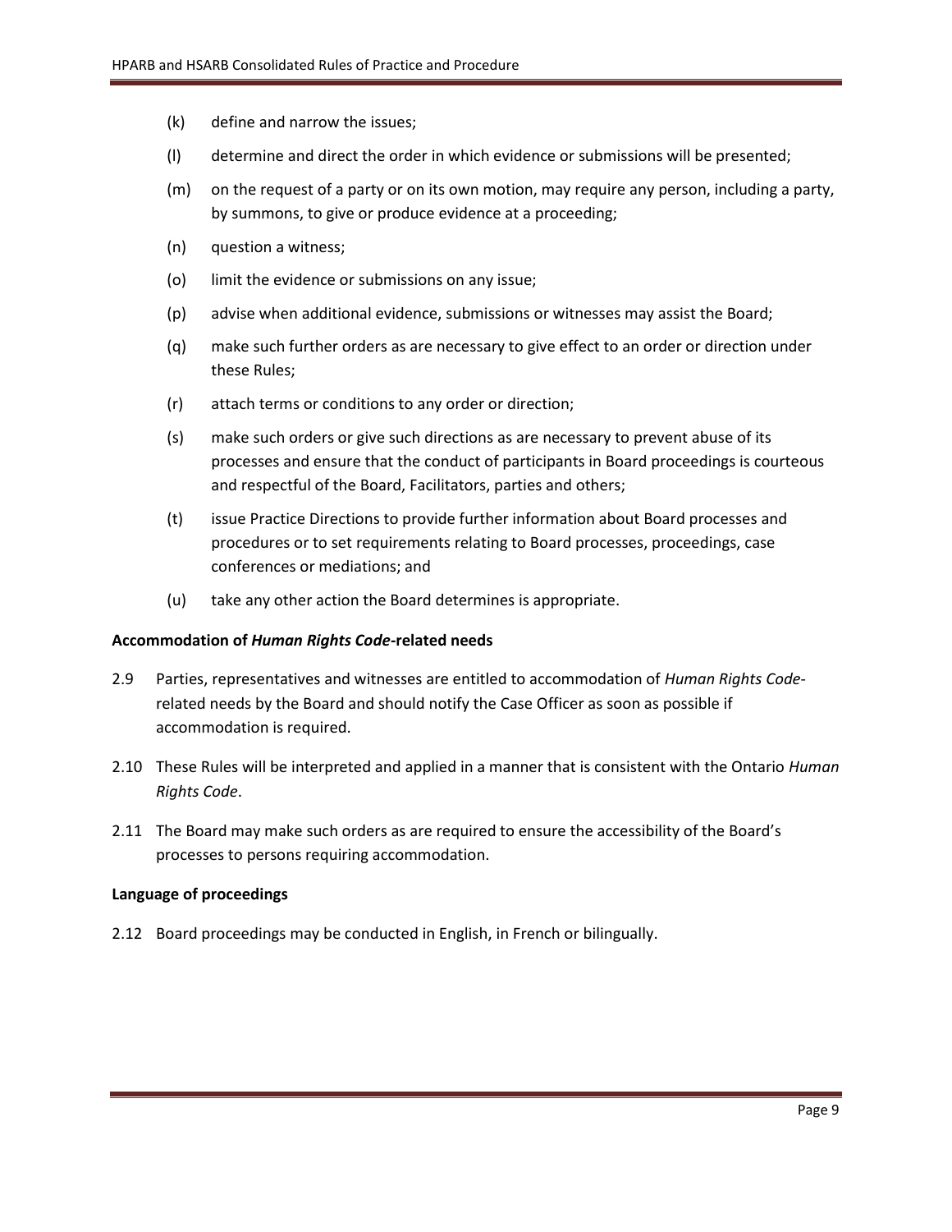(k) define and narrow the issues;

(l) determine and direct the order in which evidence or submissions will be presented;

(m) on the request of a party or on its own motion, may require any person, including a party, by summons, to give or produce evidence at a proceeding;

(n) question a witness;

(o) limit the evidence or submissions on any issue;

(p) advise when additional evidence, submissions or witnesses may assist the Board;

(q) make such further orders as are necessary to give effect to an order or direction under these Rules;

(r) attach terms or conditions to any order or direction;

(s) make such orders or give such directions as are necessary to prevent abuse of its processes and ensure that the conduct of participants in Board proceedings is courteous and respectful of the Board, Facilitators, parties and others;

(t) issue Practice Directions to provide further information about Board processes and procedures or to set requirements relating to Board processes, proceedings, case conferences or mediations; and

(u) take any other action the Board determines is appropriate.

**Accommodation of *Human Rights Code*-related needs**

2.9 Parties, representatives and witnesses are entitled to accommodation of *Human Rights Code*-related needs by the Board and should notify the Case Officer as soon as possible if accommodation is required.

2.10 These Rules will be interpreted and applied in a manner that is consistent with the Ontario *Human Rights Code*.

2.11 The Board may make such orders as are required to ensure the accessibility of the Board's processes to persons requiring accommodation.

**Language of proceedings**

2.12 Board proceedings may be conducted in English, in French or bilingually.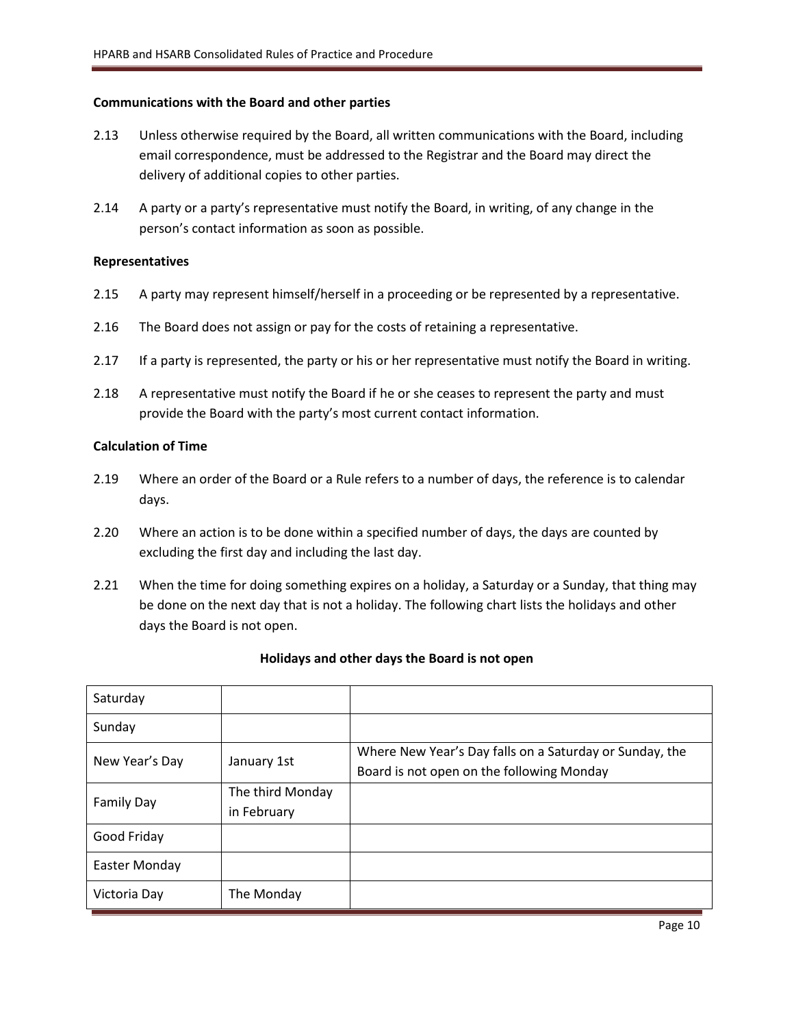**Communications with the Board and other parties**

2.13 Unless otherwise required by the Board, all written communications with the Board, including email correspondence, must be addressed to the Registrar and the Board may direct the delivery of additional copies to other parties.

2.14 A party or a party's representative must notify the Board, in writing, of any change in the person's contact information as soon as possible.

**Representatives**

2.15 A party may represent himself/herself in a proceeding or be represented by a representative.

2.16 The Board does not assign or pay for the costs of retaining a representative.

2.17 If a party is represented, the party or his or her representative must notify the Board in writing.

2.18 A representative must notify the Board if he or she ceases to represent the party and must provide the Board with the party's most current contact information.

**Calculation of Time**

2.19 Where an order of the Board or a Rule refers to a number of days, the reference is to calendar days.

2.20 Where an action is to be done within a specified number of days, the days are counted by excluding the first day and including the last day.

2.21 When the time for doing something expires on a holiday, a Saturday or a Sunday, that thing may be done on the next day that is not a holiday. The following chart lists the holidays and other days the Board is not open.

**Holidays and other days the Board is not open**

| | | |
|---|---|---|
| Saturday | | |
| Sunday | | |
| New Year's Day | January 1st | Where New Year's Day falls on a Saturday or Sunday, the Board is not open on the following Monday |
| Family Day | The third Monday in February | |
| Good Friday | | |
| Easter Monday | | |
| Victoria Day | The Monday | |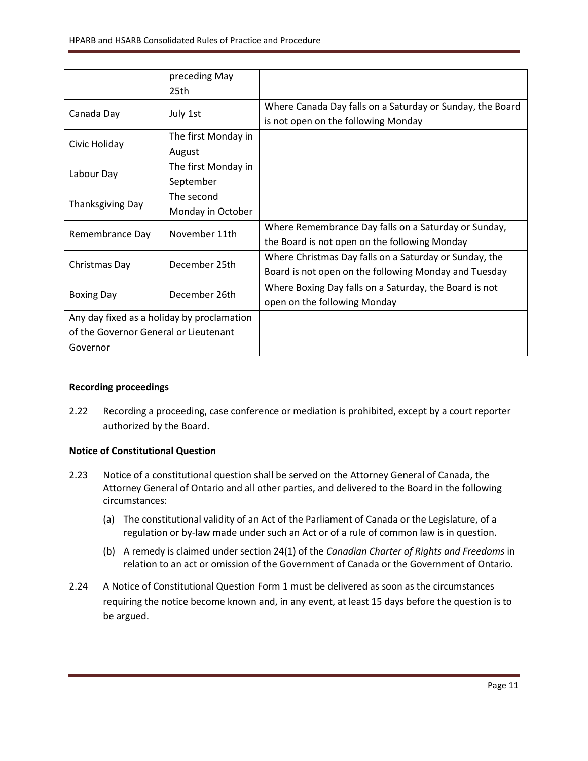| | | |
|---|---|---|
| | preceding May 25th | |
| Canada Day | July 1st | Where Canada Day falls on a Saturday or Sunday, the Board is not open on the following Monday |
| Civic Holiday | The first Monday in August | |
| Labour Day | The first Monday in September | |
| Thanksgiving Day | The second Monday in October | |
| Remembrance Day | November 11th | Where Remembrance Day falls on a Saturday or Sunday, the Board is not open on the following Monday |
| Christmas Day | December 25th | Where Christmas Day falls on a Saturday or Sunday, the Board is not open on the following Monday and Tuesday |
| Boxing Day | December 26th | Where Boxing Day falls on a Saturday, the Board is not open on the following Monday |
| Any day fixed as a holiday by proclamation of the Governor General or Lieutenant Governor | | |

**Recording proceedings**

2.22 Recording a proceeding, case conference or mediation is prohibited, except by a court reporter authorized by the Board.

**Notice of Constitutional Question**

2.23 Notice of a constitutional question shall be served on the Attorney General of Canada, the Attorney General of Ontario and all other parties, and delivered to the Board in the following circumstances:

(a) The constitutional validity of an Act of the Parliament of Canada or the Legislature, of a regulation or by-law made under such an Act or of a rule of common law is in question.

(b) A remedy is claimed under section 24(1) of the *Canadian Charter of Rights and Freedoms* in relation to an act or omission of the Government of Canada or the Government of Ontario.

2.24 A Notice of Constitutional Question Form 1 must be delivered as soon as the circumstances requiring the notice become known and, in any event, at least 15 days before the question is to be argued.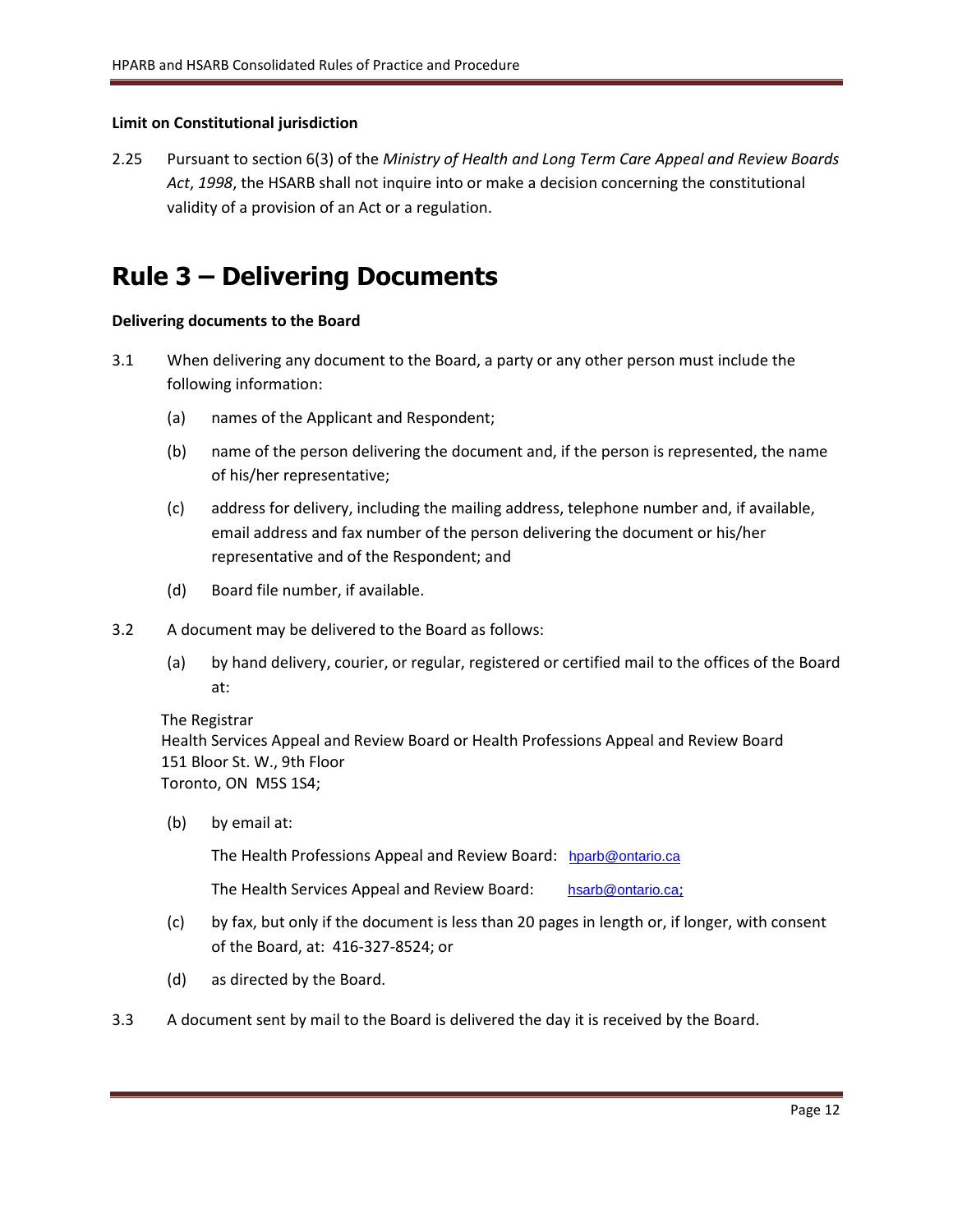**Limit on Constitutional jurisdiction**

2.25 Pursuant to section 6(3) of the *Ministry of Health and Long Term Care Appeal and Review Boards Act*, *1998*, the HSARB shall not inquire into or make a decision concerning the constitutional validity of a provision of an Act or a regulation.

# Rule 3 – Delivering Documents

**Delivering documents to the Board**

3.1 When delivering any document to the Board, a party or any other person must include the following information:

(a) names of the Applicant and Respondent;

(b) name of the person delivering the document and, if the person is represented, the name of his/her representative;

(c) address for delivery, including the mailing address, telephone number and, if available, email address and fax number of the person delivering the document or his/her representative and of the Respondent; and

(d) Board file number, if available.

3.2 A document may be delivered to the Board as follows:

(a) by hand delivery, courier, or regular, registered or certified mail to the offices of the Board at:

The Registrar
Health Services Appeal and Review Board or Health Professions Appeal and Review Board
151 Bloor St. W., 9th Floor
Toronto, ON M5S 1S4;

(b) by email at:

The Health Professions Appeal and Review Board: hparb@ontario.ca

The Health Services Appeal and Review Board: hsarb@ontario.ca;

(c) by fax, but only if the document is less than 20 pages in length or, if longer, with consent of the Board, at: 416-327-8524; or

(d) as directed by the Board.

3.3 A document sent by mail to the Board is delivered the day it is received by the Board.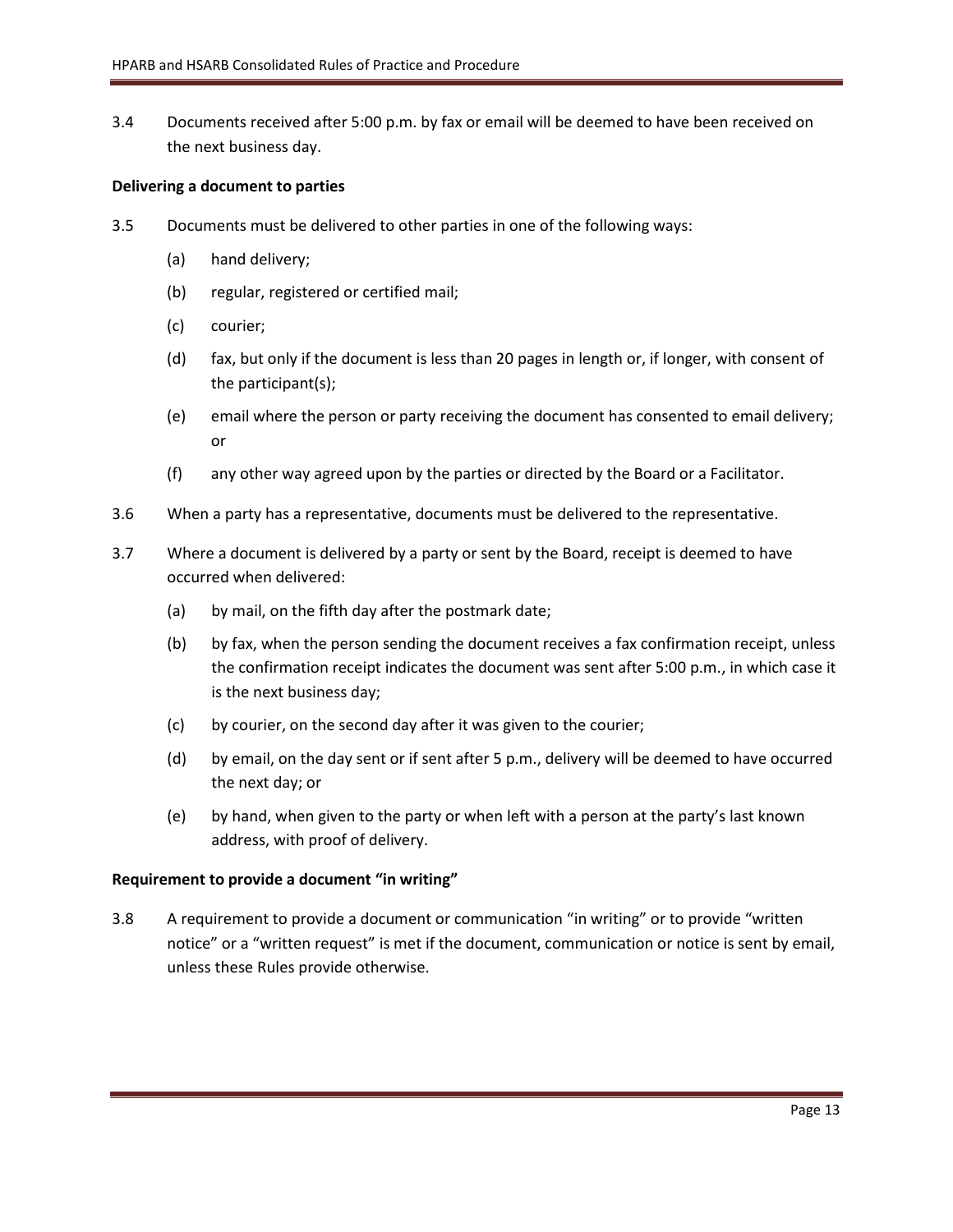3.4 Documents received after 5:00 p.m. by fax or email will be deemed to have been received on the next business day.

**Delivering a document to parties**

3.5 Documents must be delivered to other parties in one of the following ways:

(a) hand delivery;

(b) regular, registered or certified mail;

(c) courier;

(d) fax, but only if the document is less than 20 pages in length or, if longer, with consent of the participant(s);

(e) email where the person or party receiving the document has consented to email delivery; or

(f) any other way agreed upon by the parties or directed by the Board or a Facilitator.

3.6 When a party has a representative, documents must be delivered to the representative.

3.7 Where a document is delivered by a party or sent by the Board, receipt is deemed to have occurred when delivered:

(a) by mail, on the fifth day after the postmark date;

(b) by fax, when the person sending the document receives a fax confirmation receipt, unless the confirmation receipt indicates the document was sent after 5:00 p.m., in which case it is the next business day;

(c) by courier, on the second day after it was given to the courier;

(d) by email, on the day sent or if sent after 5 p.m., delivery will be deemed to have occurred the next day; or

(e) by hand, when given to the party or when left with a person at the party's last known address, with proof of delivery.

**Requirement to provide a document "in writing"**

3.8 A requirement to provide a document or communication "in writing" or to provide "written notice" or a "written request" is met if the document, communication or notice is sent by email, unless these Rules provide otherwise.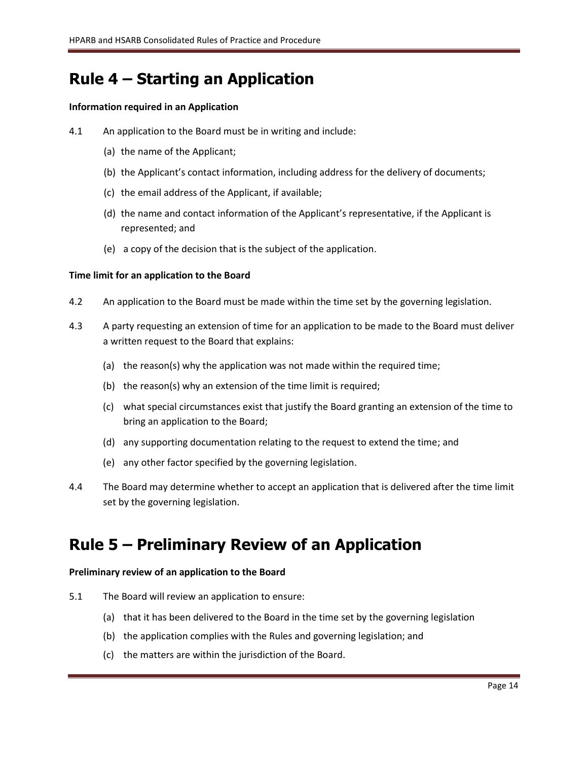# Rule 4 – Starting an Application

**Information required in an Application**

4.1 An application to the Board must be in writing and include:

(a) the name of the Applicant;

(b) the Applicant's contact information, including address for the delivery of documents;

(c) the email address of the Applicant, if available;

(d) the name and contact information of the Applicant's representative, if the Applicant is represented; and

(e) a copy of the decision that is the subject of the application.

**Time limit for an application to the Board**

4.2 An application to the Board must be made within the time set by the governing legislation.

4.3 A party requesting an extension of time for an application to be made to the Board must deliver a written request to the Board that explains:

(a) the reason(s) why the application was not made within the required time;

(b) the reason(s) why an extension of the time limit is required;

(c) what special circumstances exist that justify the Board granting an extension of the time to bring an application to the Board;

(d) any supporting documentation relating to the request to extend the time; and

(e) any other factor specified by the governing legislation.

4.4 The Board may determine whether to accept an application that is delivered after the time limit set by the governing legislation.

# Rule 5 – Preliminary Review of an Application

**Preliminary review of an application to the Board**

5.1 The Board will review an application to ensure:

(a) that it has been delivered to the Board in the time set by the governing legislation

(b) the application complies with the Rules and governing legislation; and

(c) the matters are within the jurisdiction of the Board.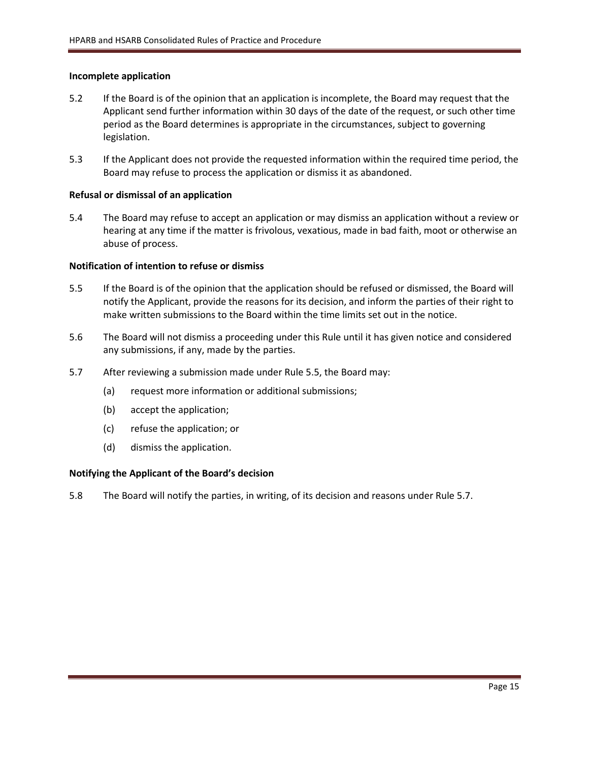**Incomplete application**

5.2 If the Board is of the opinion that an application is incomplete, the Board may request that the Applicant send further information within 30 days of the date of the request, or such other time period as the Board determines is appropriate in the circumstances, subject to governing legislation.

5.3 If the Applicant does not provide the requested information within the required time period, the Board may refuse to process the application or dismiss it as abandoned.

**Refusal or dismissal of an application**

5.4 The Board may refuse to accept an application or may dismiss an application without a review or hearing at any time if the matter is frivolous, vexatious, made in bad faith, moot or otherwise an abuse of process.

**Notification of intention to refuse or dismiss**

5.5 If the Board is of the opinion that the application should be refused or dismissed, the Board will notify the Applicant, provide the reasons for its decision, and inform the parties of their right to make written submissions to the Board within the time limits set out in the notice.

5.6 The Board will not dismiss a proceeding under this Rule until it has given notice and considered any submissions, if any, made by the parties.

5.7 After reviewing a submission made under Rule 5.5, the Board may:

(a) request more information or additional submissions;

(b) accept the application;

(c) refuse the application; or

(d) dismiss the application.

**Notifying the Applicant of the Board's decision**

5.8 The Board will notify the parties, in writing, of its decision and reasons under Rule 5.7.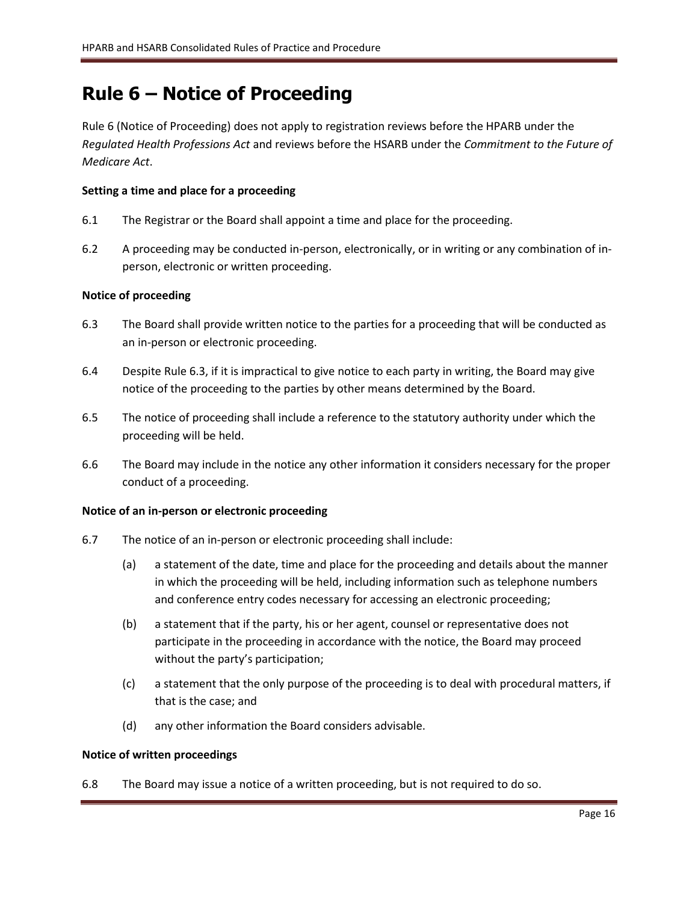# Rule 6 – Notice of Proceeding

Rule 6 (Notice of Proceeding) does not apply to registration reviews before the HPARB under the *Regulated Health Professions Act* and reviews before the HSARB under the *Commitment to the Future of Medicare Act*.

**Setting a time and place for a proceeding**

6.1 The Registrar or the Board shall appoint a time and place for the proceeding.

6.2 A proceeding may be conducted in-person, electronically, or in writing or any combination of in-person, electronic or written proceeding.

**Notice of proceeding**

6.3 The Board shall provide written notice to the parties for a proceeding that will be conducted as an in-person or electronic proceeding.

6.4 Despite Rule 6.3, if it is impractical to give notice to each party in writing, the Board may give notice of the proceeding to the parties by other means determined by the Board.

6.5 The notice of proceeding shall include a reference to the statutory authority under which the proceeding will be held.

6.6 The Board may include in the notice any other information it considers necessary for the proper conduct of a proceeding.

**Notice of an in-person or electronic proceeding**

6.7 The notice of an in-person or electronic proceeding shall include:

(a) a statement of the date, time and place for the proceeding and details about the manner in which the proceeding will be held, including information such as telephone numbers and conference entry codes necessary for accessing an electronic proceeding;

(b) a statement that if the party, his or her agent, counsel or representative does not participate in the proceeding in accordance with the notice, the Board may proceed without the party's participation;

(c) a statement that the only purpose of the proceeding is to deal with procedural matters, if that is the case; and

(d) any other information the Board considers advisable.

**Notice of written proceedings**

6.8 The Board may issue a notice of a written proceeding, but is not required to do so.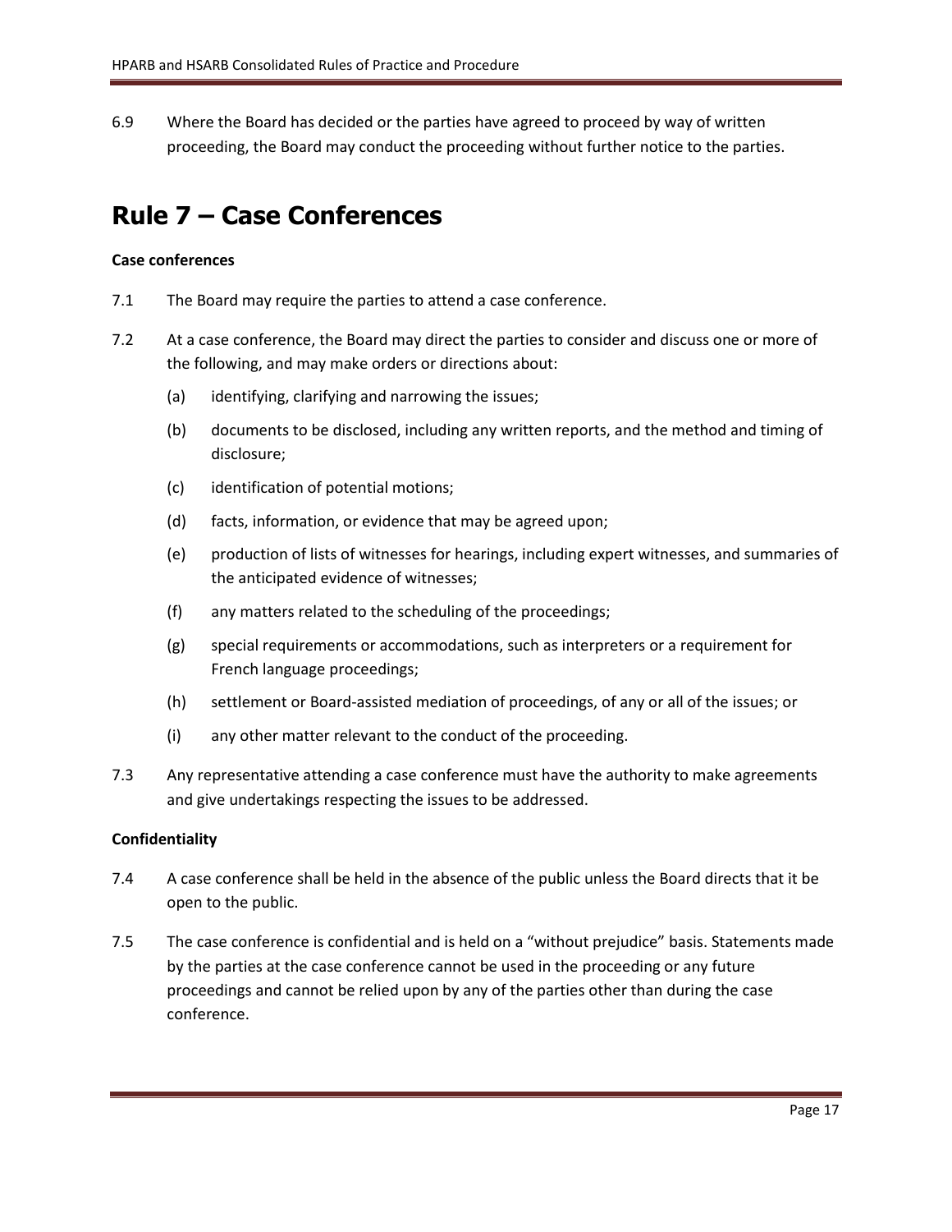6.9 Where the Board has decided or the parties have agreed to proceed by way of written proceeding, the Board may conduct the proceeding without further notice to the parties.

# Rule 7 – Case Conferences

**Case conferences**

7.1 The Board may require the parties to attend a case conference.

7.2 At a case conference, the Board may direct the parties to consider and discuss one or more of the following, and may make orders or directions about:

- (a) identifying, clarifying and narrowing the issues;
- (b) documents to be disclosed, including any written reports, and the method and timing of disclosure;
- (c) identification of potential motions;
- (d) facts, information, or evidence that may be agreed upon;
- (e) production of lists of witnesses for hearings, including expert witnesses, and summaries of the anticipated evidence of witnesses;
- (f) any matters related to the scheduling of the proceedings;
- (g) special requirements or accommodations, such as interpreters or a requirement for French language proceedings;
- (h) settlement or Board-assisted mediation of proceedings, of any or all of the issues; or
- (i) any other matter relevant to the conduct of the proceeding.

7.3 Any representative attending a case conference must have the authority to make agreements and give undertakings respecting the issues to be addressed.

**Confidentiality**

7.4 A case conference shall be held in the absence of the public unless the Board directs that it be open to the public.

7.5 The case conference is confidential and is held on a "without prejudice" basis. Statements made by the parties at the case conference cannot be used in the proceeding or any future proceedings and cannot be relied upon by any of the parties other than during the case conference.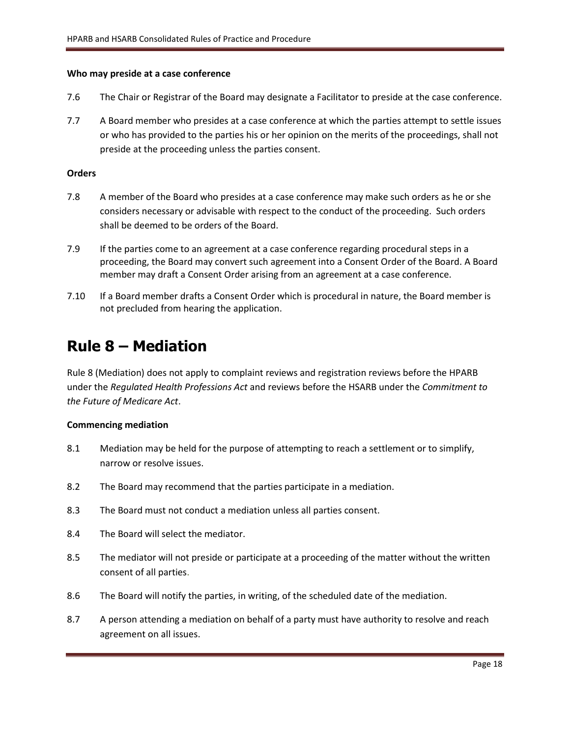#### Who may preside at a case conference

7.6 The Chair or Registrar of the Board may designate a Facilitator to preside at the case conference.

7.7 A Board member who presides at a case conference at which the parties attempt to settle issues or who has provided to the parties his or her opinion on the merits of the proceedings, shall not preside at the proceeding unless the parties consent.

#### Orders

7.8 A member of the Board who presides at a case conference may make such orders as he or she considers necessary or advisable with respect to the conduct of the proceeding. Such orders shall be deemed to be orders of the Board.

7.9 If the parties come to an agreement at a case conference regarding procedural steps in a proceeding, the Board may convert such agreement into a Consent Order of the Board. A Board member may draft a Consent Order arising from an agreement at a case conference.

7.10 If a Board member drafts a Consent Order which is procedural in nature, the Board member is not precluded from hearing the application.

# Rule 8 – Mediation

Rule 8 (Mediation) does not apply to complaint reviews and registration reviews before the HPARB under the *Regulated Health Professions Act* and reviews before the HSARB under the *Commitment to the Future of Medicare Act*.

#### Commencing mediation

8.1 Mediation may be held for the purpose of attempting to reach a settlement or to simplify, narrow or resolve issues.

8.2 The Board may recommend that the parties participate in a mediation.

8.3 The Board must not conduct a mediation unless all parties consent.

8.4 The Board will select the mediator.

8.5 The mediator will not preside or participate at a proceeding of the matter without the written consent of all parties.

8.6 The Board will notify the parties, in writing, of the scheduled date of the mediation.

8.7 A person attending a mediation on behalf of a party must have authority to resolve and reach agreement on all issues.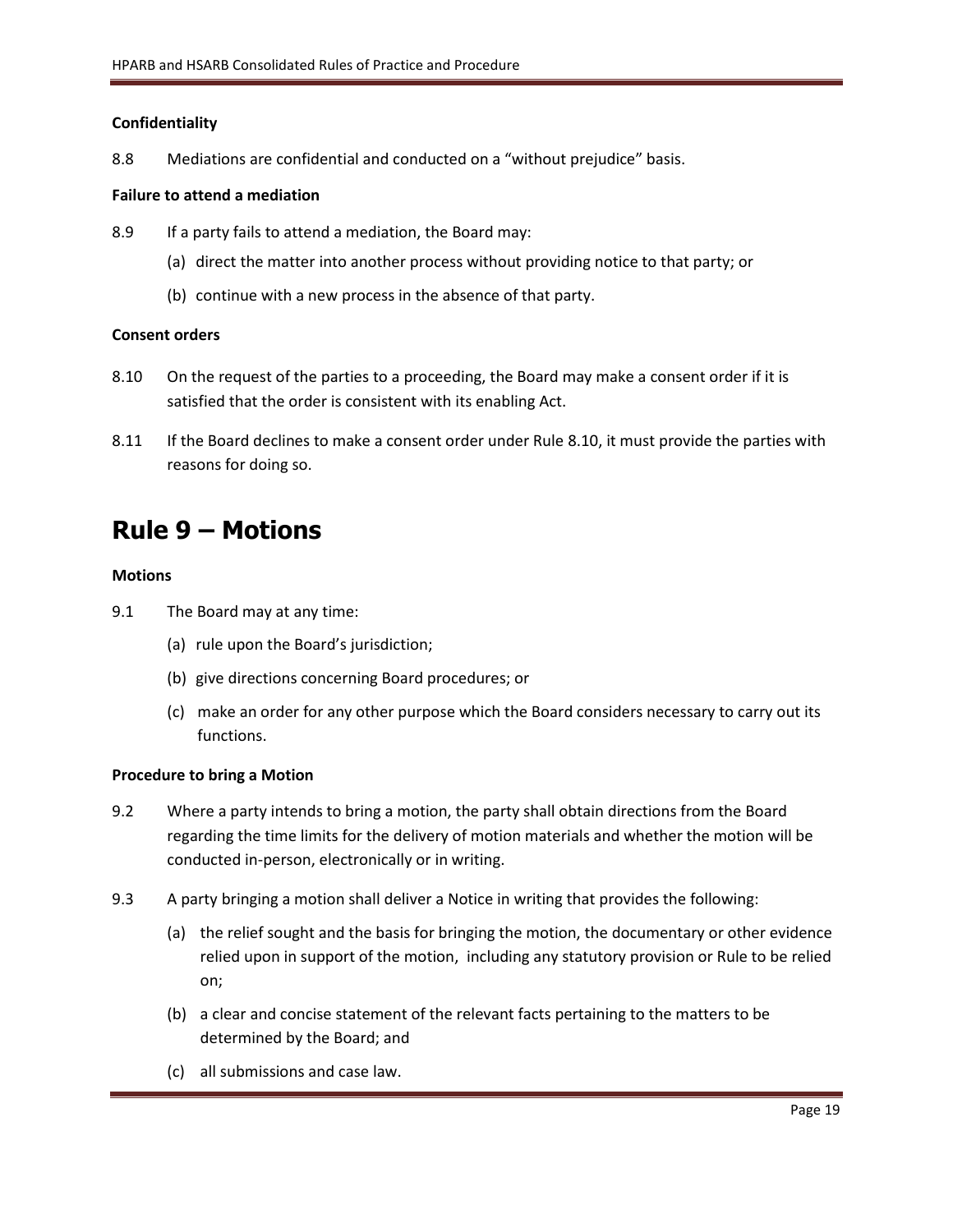**Confidentiality**

8.8 Mediations are confidential and conducted on a "without prejudice" basis.

**Failure to attend a mediation**

8.9 If a party fails to attend a mediation, the Board may:

(a) direct the matter into another process without providing notice to that party; or

(b) continue with a new process in the absence of that party.

**Consent orders**

8.10 On the request of the parties to a proceeding, the Board may make a consent order if it is satisfied that the order is consistent with its enabling Act.

8.11 If the Board declines to make a consent order under Rule 8.10, it must provide the parties with reasons for doing so.

# Rule 9 – Motions

**Motions**

9.1 The Board may at any time:

(a) rule upon the Board's jurisdiction;

(b) give directions concerning Board procedures; or

(c) make an order for any other purpose which the Board considers necessary to carry out its functions.

**Procedure to bring a Motion**

9.2 Where a party intends to bring a motion, the party shall obtain directions from the Board regarding the time limits for the delivery of motion materials and whether the motion will be conducted in-person, electronically or in writing.

9.3 A party bringing a motion shall deliver a Notice in writing that provides the following:

(a) the relief sought and the basis for bringing the motion, the documentary or other evidence relied upon in support of the motion, including any statutory provision or Rule to be relied on;

(b) a clear and concise statement of the relevant facts pertaining to the matters to be determined by the Board; and

(c) all submissions and case law.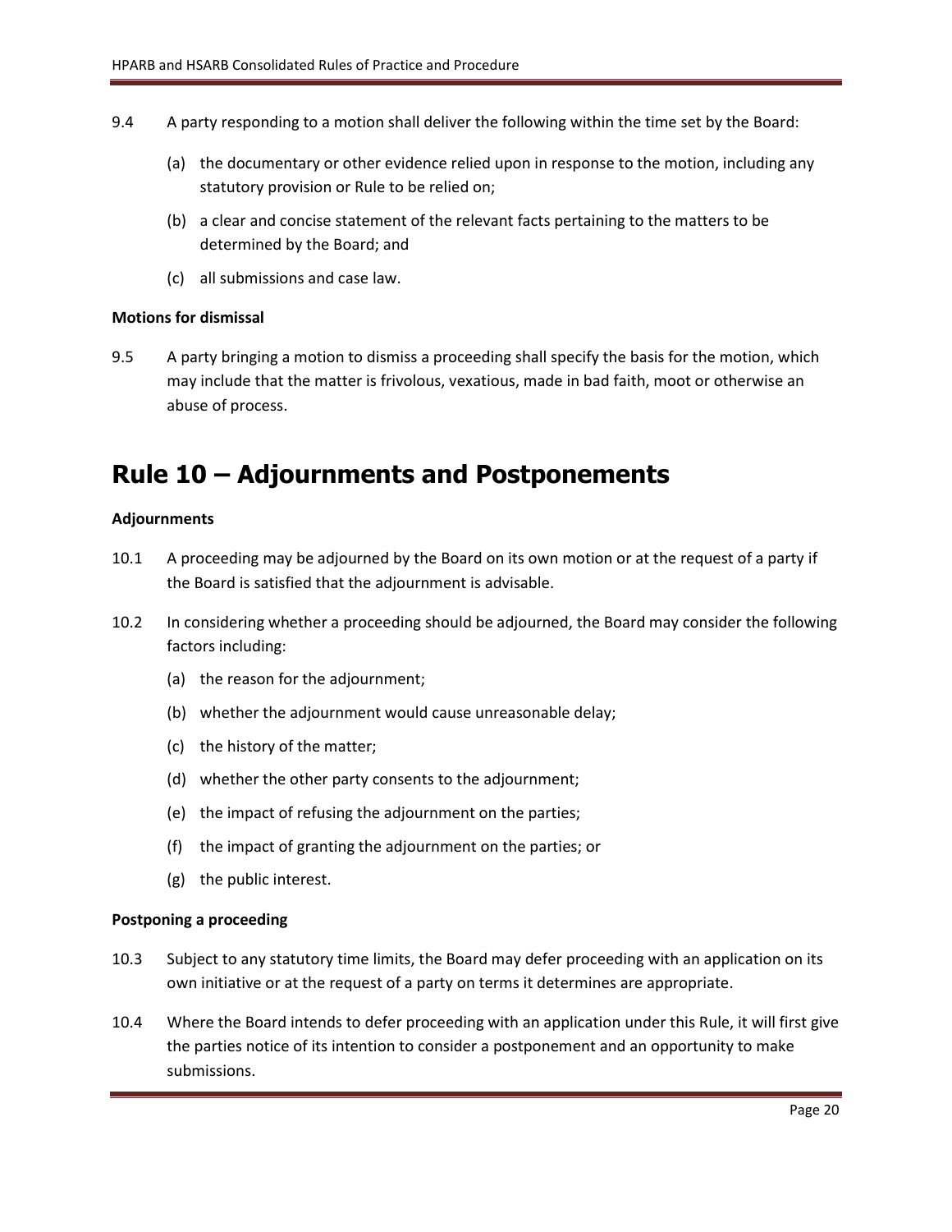9.4 A party responding to a motion shall deliver the following within the time set by the Board:

(a) the documentary or other evidence relied upon in response to the motion, including any statutory provision or Rule to be relied on;

(b) a clear and concise statement of the relevant facts pertaining to the matters to be determined by the Board; and

(c) all submissions and case law.

**Motions for dismissal**

9.5 A party bringing a motion to dismiss a proceeding shall specify the basis for the motion, which may include that the matter is frivolous, vexatious, made in bad faith, moot or otherwise an abuse of process.

# Rule 10 – Adjournments and Postponements

**Adjournments**

10.1 A proceeding may be adjourned by the Board on its own motion or at the request of a party if the Board is satisfied that the adjournment is advisable.

10.2 In considering whether a proceeding should be adjourned, the Board may consider the following factors including:

(a) the reason for the adjournment;

(b) whether the adjournment would cause unreasonable delay;

(c) the history of the matter;

(d) whether the other party consents to the adjournment;

(e) the impact of refusing the adjournment on the parties;

(f) the impact of granting the adjournment on the parties; or

(g) the public interest.

**Postponing a proceeding**

10.3 Subject to any statutory time limits, the Board may defer proceeding with an application on its own initiative or at the request of a party on terms it determines are appropriate.

10.4 Where the Board intends to defer proceeding with an application under this Rule, it will first give the parties notice of its intention to consider a postponement and an opportunity to make submissions.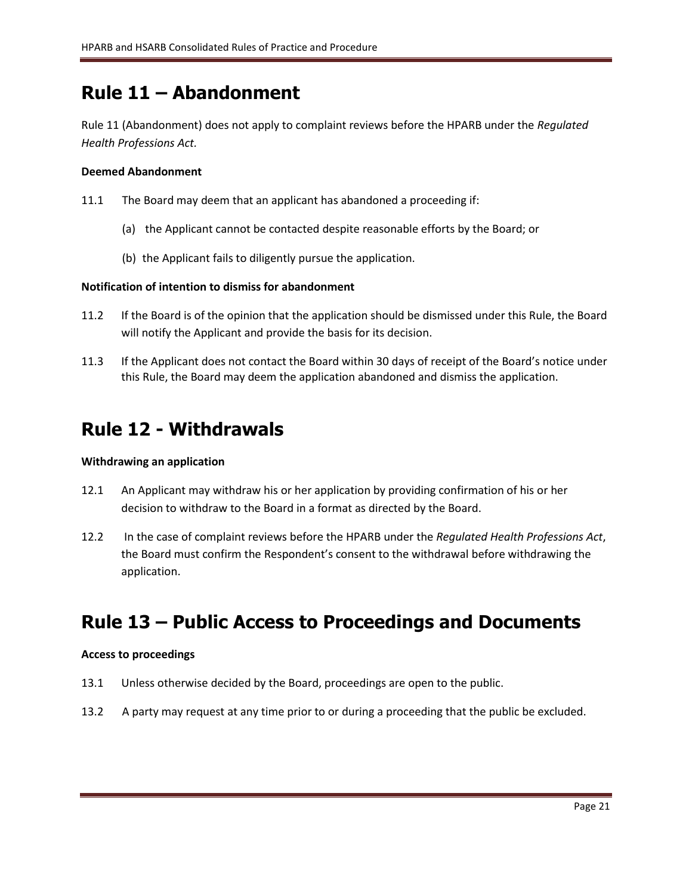# Rule 11 – Abandonment

Rule 11 (Abandonment) does not apply to complaint reviews before the HPARB under the *Regulated Health Professions Act.*

**Deemed Abandonment**

11.1 The Board may deem that an applicant has abandoned a proceeding if:

(a) the Applicant cannot be contacted despite reasonable efforts by the Board; or

(b) the Applicant fails to diligently pursue the application.

**Notification of intention to dismiss for abandonment**

11.2 If the Board is of the opinion that the application should be dismissed under this Rule, the Board will notify the Applicant and provide the basis for its decision.

11.3 If the Applicant does not contact the Board within 30 days of receipt of the Board's notice under this Rule, the Board may deem the application abandoned and dismiss the application.

# Rule 12 - Withdrawals

**Withdrawing an application**

12.1 An Applicant may withdraw his or her application by providing confirmation of his or her decision to withdraw to the Board in a format as directed by the Board.

12.2 In the case of complaint reviews before the HPARB under the *Regulated Health Professions Act*, the Board must confirm the Respondent's consent to the withdrawal before withdrawing the application.

# Rule 13 – Public Access to Proceedings and Documents

**Access to proceedings**

13.1 Unless otherwise decided by the Board, proceedings are open to the public.

13.2 A party may request at any time prior to or during a proceeding that the public be excluded.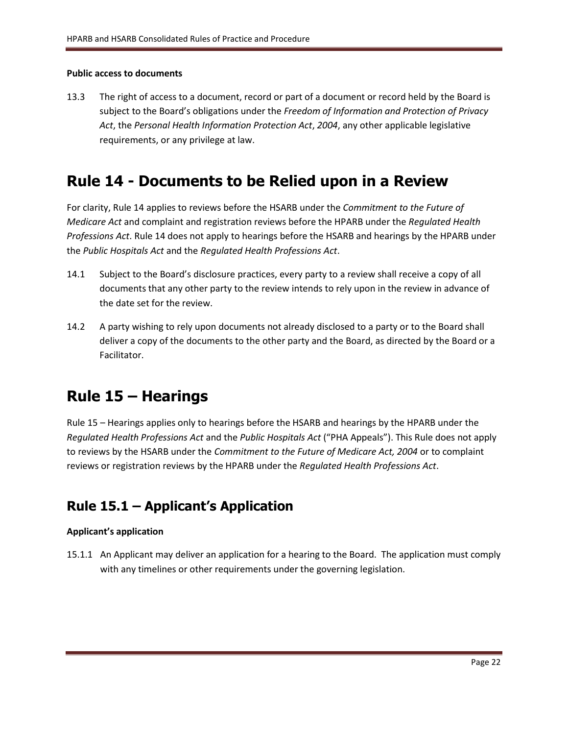**Public access to documents**

13.3 The right of access to a document, record or part of a document or record held by the Board is subject to the Board's obligations under the *Freedom of Information and Protection of Privacy Act*, the *Personal Health Information Protection Act*, *2004*, any other applicable legislative requirements, or any privilege at law.

# Rule 14 - Documents to be Relied upon in a Review

For clarity, Rule 14 applies to reviews before the HSARB under the *Commitment to the Future of Medicare Act* and complaint and registration reviews before the HPARB under the *Regulated Health Professions Act*. Rule 14 does not apply to hearings before the HSARB and hearings by the HPARB under the *Public Hospitals Act* and the *Regulated Health Professions Act*.

14.1 Subject to the Board's disclosure practices, every party to a review shall receive a copy of all documents that any other party to the review intends to rely upon in the review in advance of the date set for the review.

14.2 A party wishing to rely upon documents not already disclosed to a party or to the Board shall deliver a copy of the documents to the other party and the Board, as directed by the Board or a Facilitator.

# Rule 15 – Hearings

Rule 15 – Hearings applies only to hearings before the HSARB and hearings by the HPARB under the *Regulated Health Professions Act* and the *Public Hospitals Act* ("PHA Appeals"). This Rule does not apply to reviews by the HSARB under the *Commitment to the Future of Medicare Act, 2004* or to complaint reviews or registration reviews by the HPARB under the *Regulated Health Professions Act*.

## Rule 15.1 – Applicant's Application

**Applicant's application**

15.1.1 An Applicant may deliver an application for a hearing to the Board. The application must comply with any timelines or other requirements under the governing legislation.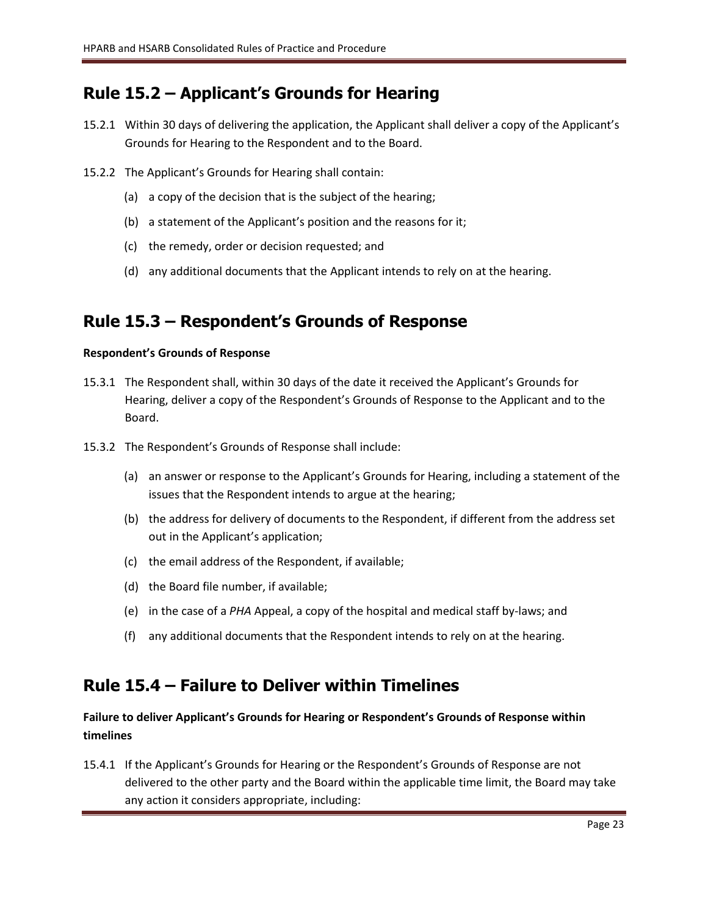## Rule 15.2 – Applicant's Grounds for Hearing

15.2.1 Within 30 days of delivering the application, the Applicant shall deliver a copy of the Applicant's Grounds for Hearing to the Respondent and to the Board.

15.2.2 The Applicant's Grounds for Hearing shall contain:

(a) a copy of the decision that is the subject of the hearing;

(b) a statement of the Applicant's position and the reasons for it;

(c) the remedy, order or decision requested; and

(d) any additional documents that the Applicant intends to rely on at the hearing.

## Rule 15.3 – Respondent's Grounds of Response

**Respondent's Grounds of Response**

15.3.1 The Respondent shall, within 30 days of the date it received the Applicant's Grounds for Hearing, deliver a copy of the Respondent's Grounds of Response to the Applicant and to the Board.

15.3.2 The Respondent's Grounds of Response shall include:

(a) an answer or response to the Applicant's Grounds for Hearing, including a statement of the issues that the Respondent intends to argue at the hearing;

(b) the address for delivery of documents to the Respondent, if different from the address set out in the Applicant's application;

(c) the email address of the Respondent, if available;

(d) the Board file number, if available;

(e) in the case of a *PHA* Appeal, a copy of the hospital and medical staff by-laws; and

(f) any additional documents that the Respondent intends to rely on at the hearing.

## Rule 15.4 – Failure to Deliver within Timelines

**Failure to deliver Applicant's Grounds for Hearing or Respondent's Grounds of Response within timelines**

15.4.1 If the Applicant's Grounds for Hearing or the Respondent's Grounds of Response are not delivered to the other party and the Board within the applicable time limit, the Board may take any action it considers appropriate, including: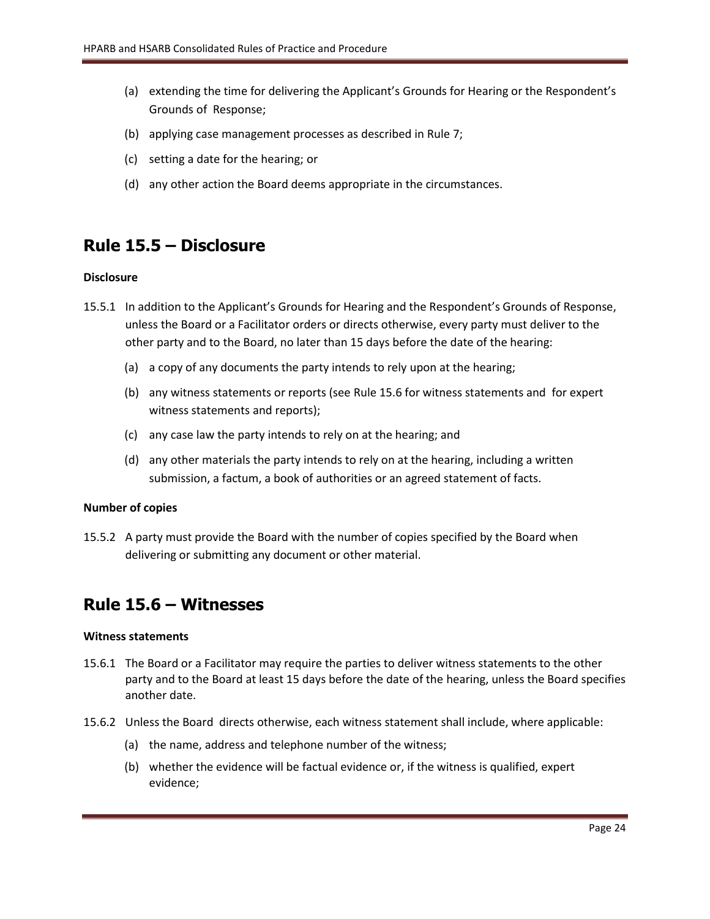(a) extending the time for delivering the Applicant's Grounds for Hearing or the Respondent's Grounds of Response;

(b) applying case management processes as described in Rule 7;

(c) setting a date for the hearing; or

(d) any other action the Board deems appropriate in the circumstances.

## Rule 15.5 – Disclosure

**Disclosure**

15.5.1 In addition to the Applicant's Grounds for Hearing and the Respondent's Grounds of Response, unless the Board or a Facilitator orders or directs otherwise, every party must deliver to the other party and to the Board, no later than 15 days before the date of the hearing:

(a) a copy of any documents the party intends to rely upon at the hearing;

(b) any witness statements or reports (see Rule 15.6 for witness statements and for expert witness statements and reports);

(c) any case law the party intends to rely on at the hearing; and

(d) any other materials the party intends to rely on at the hearing, including a written submission, a factum, a book of authorities or an agreed statement of facts.

**Number of copies**

15.5.2 A party must provide the Board with the number of copies specified by the Board when delivering or submitting any document or other material.

## Rule 15.6 – Witnesses

**Witness statements**

15.6.1 The Board or a Facilitator may require the parties to deliver witness statements to the other party and to the Board at least 15 days before the date of the hearing, unless the Board specifies another date.

15.6.2 Unless the Board directs otherwise, each witness statement shall include, where applicable:

(a) the name, address and telephone number of the witness;

(b) whether the evidence will be factual evidence or, if the witness is qualified, expert evidence;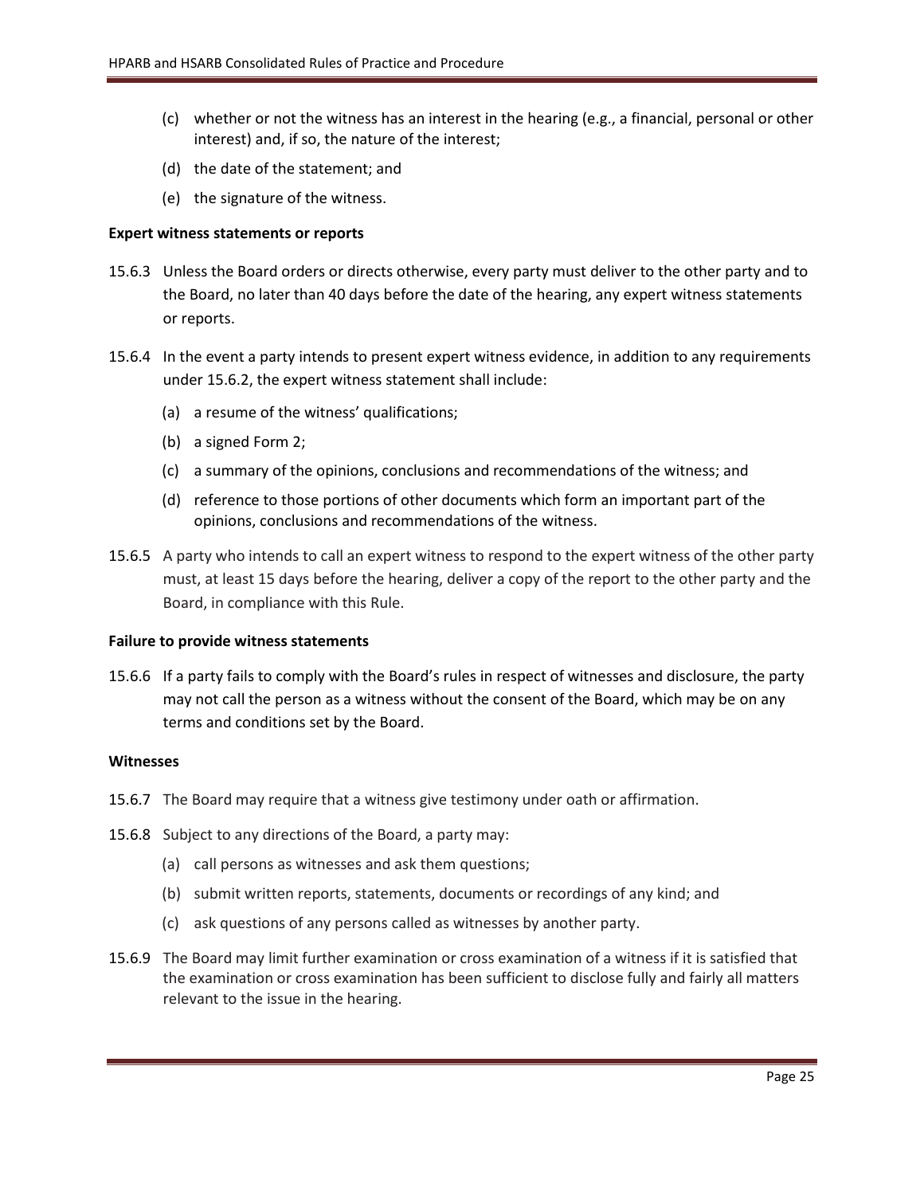(c) whether or not the witness has an interest in the hearing (e.g., a financial, personal or other interest) and, if so, the nature of the interest;

(d) the date of the statement; and

(e) the signature of the witness.

**Expert witness statements or reports**

15.6.3 Unless the Board orders or directs otherwise, every party must deliver to the other party and to the Board, no later than 40 days before the date of the hearing, any expert witness statements or reports.

15.6.4 In the event a party intends to present expert witness evidence, in addition to any requirements under 15.6.2, the expert witness statement shall include:

(a) a resume of the witness' qualifications;

(b) a signed Form 2;

(c) a summary of the opinions, conclusions and recommendations of the witness; and

(d) reference to those portions of other documents which form an important part of the opinions, conclusions and recommendations of the witness.

15.6.5 A party who intends to call an expert witness to respond to the expert witness of the other party must, at least 15 days before the hearing, deliver a copy of the report to the other party and the Board, in compliance with this Rule.

**Failure to provide witness statements**

15.6.6 If a party fails to comply with the Board's rules in respect of witnesses and disclosure, the party may not call the person as a witness without the consent of the Board, which may be on any terms and conditions set by the Board.

**Witnesses**

15.6.7 The Board may require that a witness give testimony under oath or affirmation.

15.6.8 Subject to any directions of the Board, a party may:

(a) call persons as witnesses and ask them questions;

(b) submit written reports, statements, documents or recordings of any kind; and

(c) ask questions of any persons called as witnesses by another party.

15.6.9 The Board may limit further examination or cross examination of a witness if it is satisfied that the examination or cross examination has been sufficient to disclose fully and fairly all matters relevant to the issue in the hearing.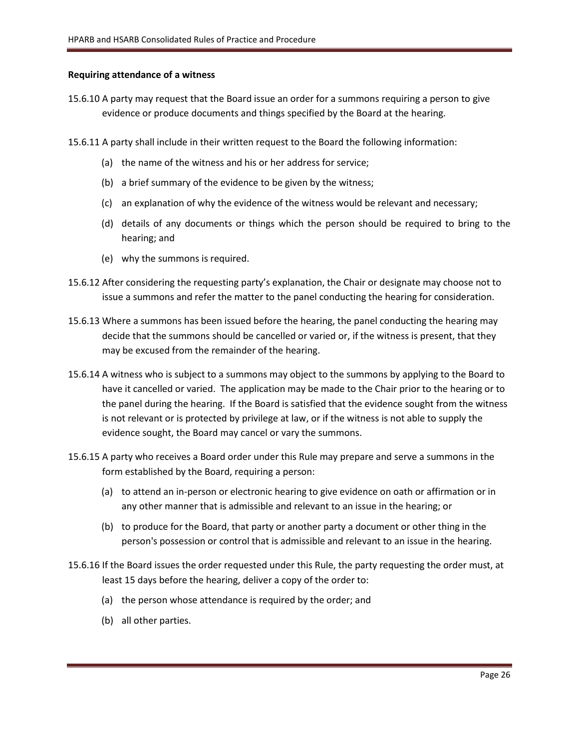**Requiring attendance of a witness**

15.6.10 A party may request that the Board issue an order for a summons requiring a person to give evidence or produce documents and things specified by the Board at the hearing.

15.6.11 A party shall include in their written request to the Board the following information:

(a) the name of the witness and his or her address for service;

(b) a brief summary of the evidence to be given by the witness;

(c) an explanation of why the evidence of the witness would be relevant and necessary;

(d) details of any documents or things which the person should be required to bring to the hearing; and

(e) why the summons is required.

15.6.12 After considering the requesting party's explanation, the Chair or designate may choose not to issue a summons and refer the matter to the panel conducting the hearing for consideration.

15.6.13 Where a summons has been issued before the hearing, the panel conducting the hearing may decide that the summons should be cancelled or varied or, if the witness is present, that they may be excused from the remainder of the hearing.

15.6.14 A witness who is subject to a summons may object to the summons by applying to the Board to have it cancelled or varied. The application may be made to the Chair prior to the hearing or to the panel during the hearing. If the Board is satisfied that the evidence sought from the witness is not relevant or is protected by privilege at law, or if the witness is not able to supply the evidence sought, the Board may cancel or vary the summons.

15.6.15 A party who receives a Board order under this Rule may prepare and serve a summons in the form established by the Board, requiring a person:

(a) to attend an in-person or electronic hearing to give evidence on oath or affirmation or in any other manner that is admissible and relevant to an issue in the hearing; or

(b) to produce for the Board, that party or another party a document or other thing in the person's possession or control that is admissible and relevant to an issue in the hearing.

15.6.16 If the Board issues the order requested under this Rule, the party requesting the order must, at least 15 days before the hearing, deliver a copy of the order to:

(a) the person whose attendance is required by the order; and

(b) all other parties.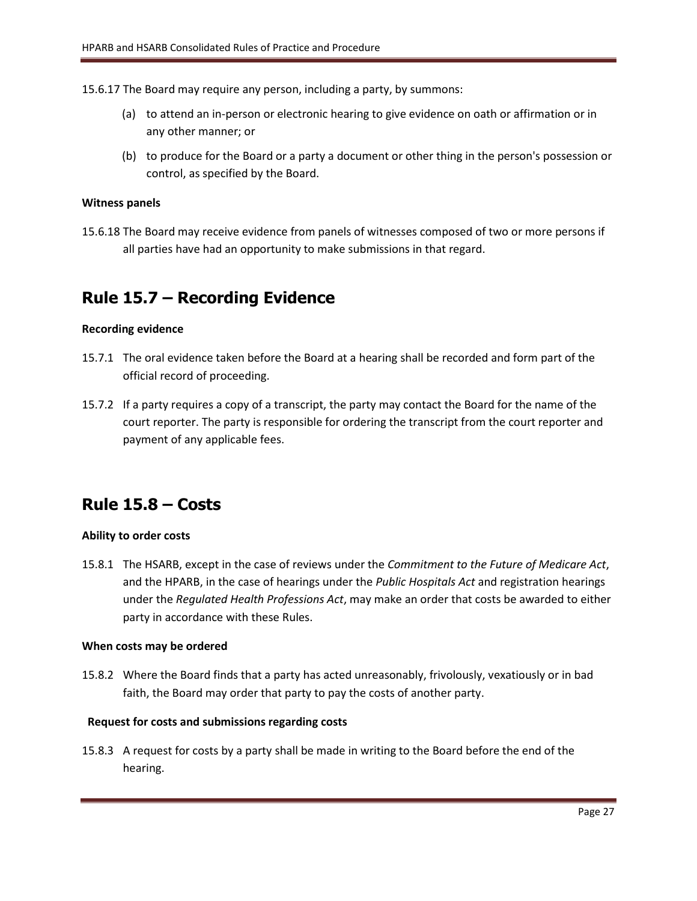15.6.17 The Board may require any person, including a party, by summons:

(a) to attend an in-person or electronic hearing to give evidence on oath or affirmation or in any other manner; or

(b) to produce for the Board or a party a document or other thing in the person's possession or control, as specified by the Board.

**Witness panels**

15.6.18 The Board may receive evidence from panels of witnesses composed of two or more persons if all parties have had an opportunity to make submissions in that regard.

## Rule 15.7 – Recording Evidence

**Recording evidence**

15.7.1 The oral evidence taken before the Board at a hearing shall be recorded and form part of the official record of proceeding.

15.7.2 If a party requires a copy of a transcript, the party may contact the Board for the name of the court reporter. The party is responsible for ordering the transcript from the court reporter and payment of any applicable fees.

## Rule 15.8 – Costs

**Ability to order costs**

15.8.1 The HSARB, except in the case of reviews under the *Commitment to the Future of Medicare Act*, and the HPARB, in the case of hearings under the *Public Hospitals Act* and registration hearings under the *Regulated Health Professions Act*, may make an order that costs be awarded to either party in accordance with these Rules.

**When costs may be ordered**

15.8.2 Where the Board finds that a party has acted unreasonably, frivolously, vexatiously or in bad faith, the Board may order that party to pay the costs of another party.

**Request for costs and submissions regarding costs**

15.8.3 A request for costs by a party shall be made in writing to the Board before the end of the hearing.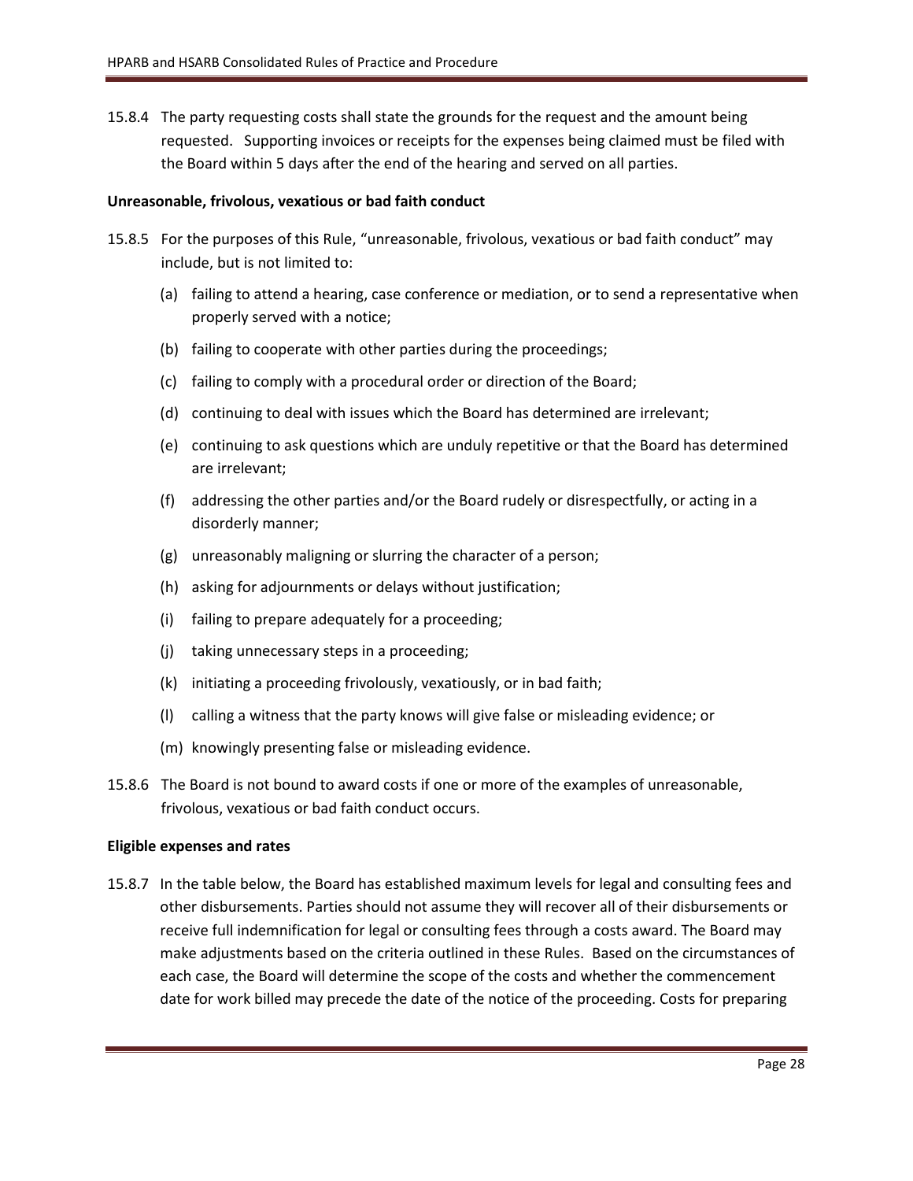15.8.4 The party requesting costs shall state the grounds for the request and the amount being requested. Supporting invoices or receipts for the expenses being claimed must be filed with the Board within 5 days after the end of the hearing and served on all parties.

**Unreasonable, frivolous, vexatious or bad faith conduct**

15.8.5 For the purposes of this Rule, "unreasonable, frivolous, vexatious or bad faith conduct" may include, but is not limited to:

(a) failing to attend a hearing, case conference or mediation, or to send a representative when properly served with a notice;

(b) failing to cooperate with other parties during the proceedings;

(c) failing to comply with a procedural order or direction of the Board;

(d) continuing to deal with issues which the Board has determined are irrelevant;

(e) continuing to ask questions which are unduly repetitive or that the Board has determined are irrelevant;

(f) addressing the other parties and/or the Board rudely or disrespectfully, or acting in a disorderly manner;

(g) unreasonably maligning or slurring the character of a person;

(h) asking for adjournments or delays without justification;

(i) failing to prepare adequately for a proceeding;

(j) taking unnecessary steps in a proceeding;

(k) initiating a proceeding frivolously, vexatiously, or in bad faith;

(l) calling a witness that the party knows will give false or misleading evidence; or

(m) knowingly presenting false or misleading evidence.

15.8.6 The Board is not bound to award costs if one or more of the examples of unreasonable, frivolous, vexatious or bad faith conduct occurs.

**Eligible expenses and rates**

15.8.7 In the table below, the Board has established maximum levels for legal and consulting fees and other disbursements. Parties should not assume they will recover all of their disbursements or receive full indemnification for legal or consulting fees through a costs award. The Board may make adjustments based on the criteria outlined in these Rules. Based on the circumstances of each case, the Board will determine the scope of the costs and whether the commencement date for work billed may precede the date of the notice of the proceeding. Costs for preparing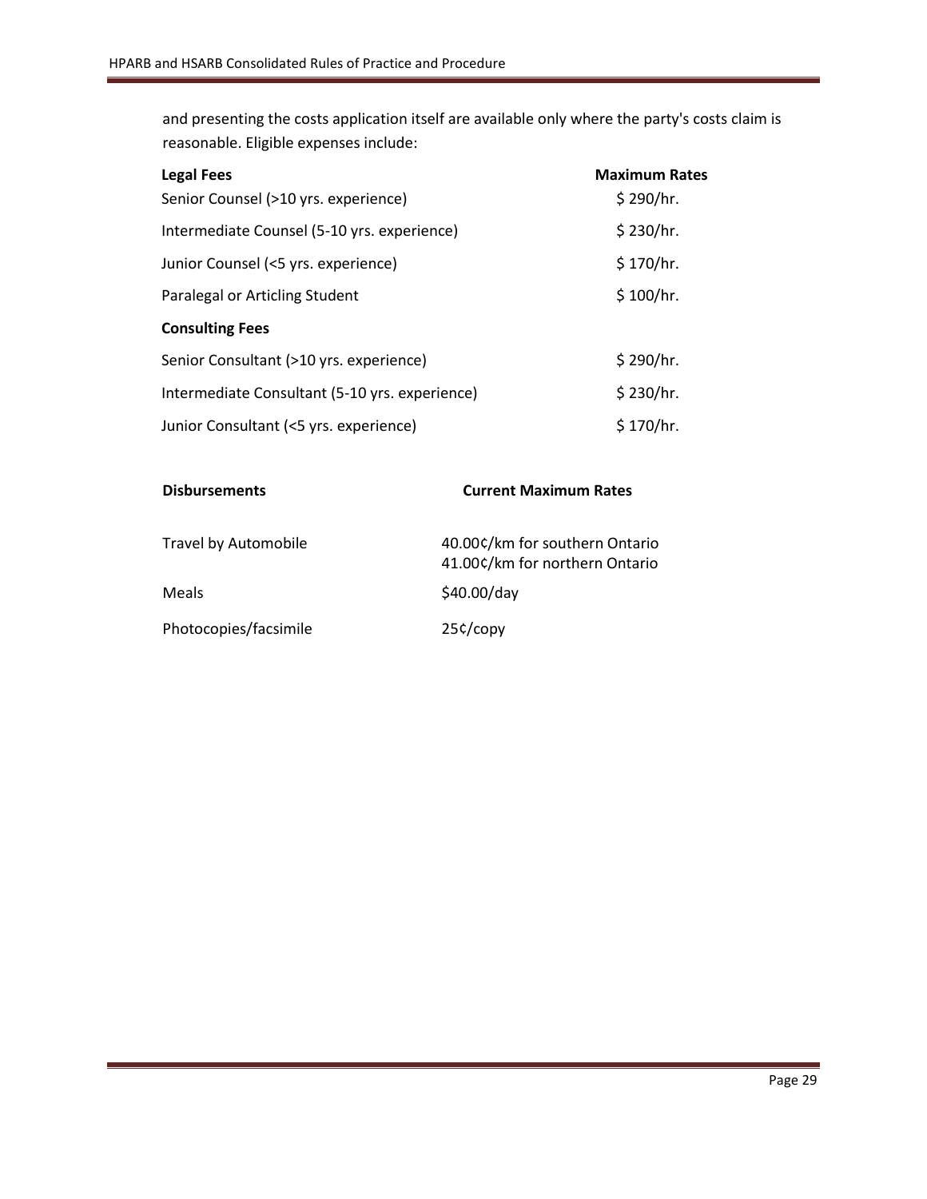and presenting the costs application itself are available only where the party's costs claim is reasonable. Eligible expenses include:

| **Legal Fees** | **Maximum Rates** |
| --- | --- |
| Senior Counsel (>10 yrs. experience) | $ 290/hr. |
| Intermediate Counsel (5-10 yrs. experience) | $ 230/hr. |
| Junior Counsel (<5 yrs. experience) | $ 170/hr. |
| Paralegal or Articling Student | $ 100/hr. |
| **Consulting Fees** | |
| Senior Consultant (>10 yrs. experience) | $ 290/hr. |
| Intermediate Consultant (5-10 yrs. experience) | $ 230/hr. |
| Junior Consultant (<5 yrs. experience) | $ 170/hr. |

| **Disbursements** | **Current Maximum Rates** |
| --- | --- |
| Travel by Automobile | 40.00¢/km for southern Ontario<br>41.00¢/km for northern Ontario |
| Meals | $40.00/day |
| Photocopies/facsimile | 25¢/copy |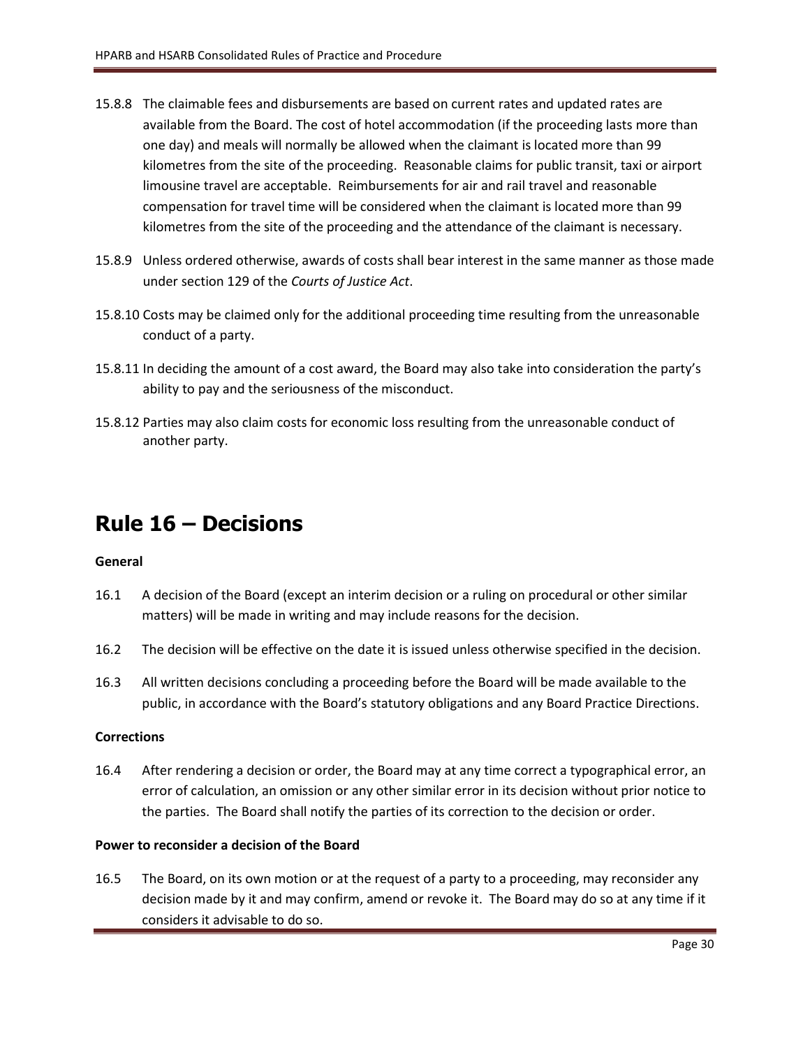15.8.8 The claimable fees and disbursements are based on current rates and updated rates are available from the Board. The cost of hotel accommodation (if the proceeding lasts more than one day) and meals will normally be allowed when the claimant is located more than 99 kilometres from the site of the proceeding. Reasonable claims for public transit, taxi or airport limousine travel are acceptable. Reimbursements for air and rail travel and reasonable compensation for travel time will be considered when the claimant is located more than 99 kilometres from the site of the proceeding and the attendance of the claimant is necessary.

15.8.9 Unless ordered otherwise, awards of costs shall bear interest in the same manner as those made under section 129 of the *Courts of Justice Act*.

15.8.10 Costs may be claimed only for the additional proceeding time resulting from the unreasonable conduct of a party.

15.8.11 In deciding the amount of a cost award, the Board may also take into consideration the party's ability to pay and the seriousness of the misconduct.

15.8.12 Parties may also claim costs for economic loss resulting from the unreasonable conduct of another party.

# Rule 16 – Decisions

**General**

16.1 A decision of the Board (except an interim decision or a ruling on procedural or other similar matters) will be made in writing and may include reasons for the decision.

16.2 The decision will be effective on the date it is issued unless otherwise specified in the decision.

16.3 All written decisions concluding a proceeding before the Board will be made available to the public, in accordance with the Board's statutory obligations and any Board Practice Directions.

**Corrections**

16.4 After rendering a decision or order, the Board may at any time correct a typographical error, an error of calculation, an omission or any other similar error in its decision without prior notice to the parties. The Board shall notify the parties of its correction to the decision or order.

**Power to reconsider a decision of the Board**

16.5 The Board, on its own motion or at the request of a party to a proceeding, may reconsider any decision made by it and may confirm, amend or revoke it. The Board may do so at any time if it considers it advisable to do so.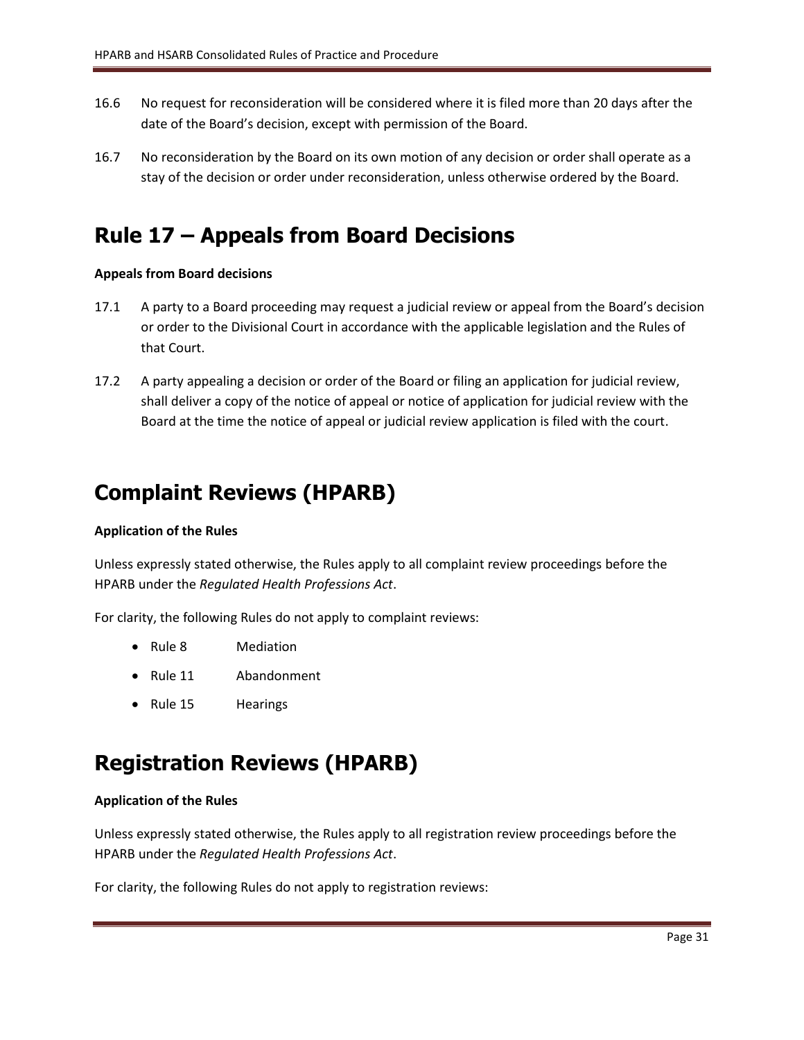16.6 No request for reconsideration will be considered where it is filed more than 20 days after the date of the Board's decision, except with permission of the Board.

16.7 No reconsideration by the Board on its own motion of any decision or order shall operate as a stay of the decision or order under reconsideration, unless otherwise ordered by the Board.

# Rule 17 – Appeals from Board Decisions

**Appeals from Board decisions**

17.1 A party to a Board proceeding may request a judicial review or appeal from the Board's decision or order to the Divisional Court in accordance with the applicable legislation and the Rules of that Court.

17.2 A party appealing a decision or order of the Board or filing an application for judicial review, shall deliver a copy of the notice of appeal or notice of application for judicial review with the Board at the time the notice of appeal or judicial review application is filed with the court.

# Complaint Reviews (HPARB)

**Application of the Rules**

Unless expressly stated otherwise, the Rules apply to all complaint review proceedings before the HPARB under the *Regulated Health Professions Act*.

For clarity, the following Rules do not apply to complaint reviews:

- Rule 8 Mediation
- Rule 11 Abandonment
- Rule 15 Hearings

# Registration Reviews (HPARB)

**Application of the Rules**

Unless expressly stated otherwise, the Rules apply to all registration review proceedings before the HPARB under the *Regulated Health Professions Act*.

For clarity, the following Rules do not apply to registration reviews: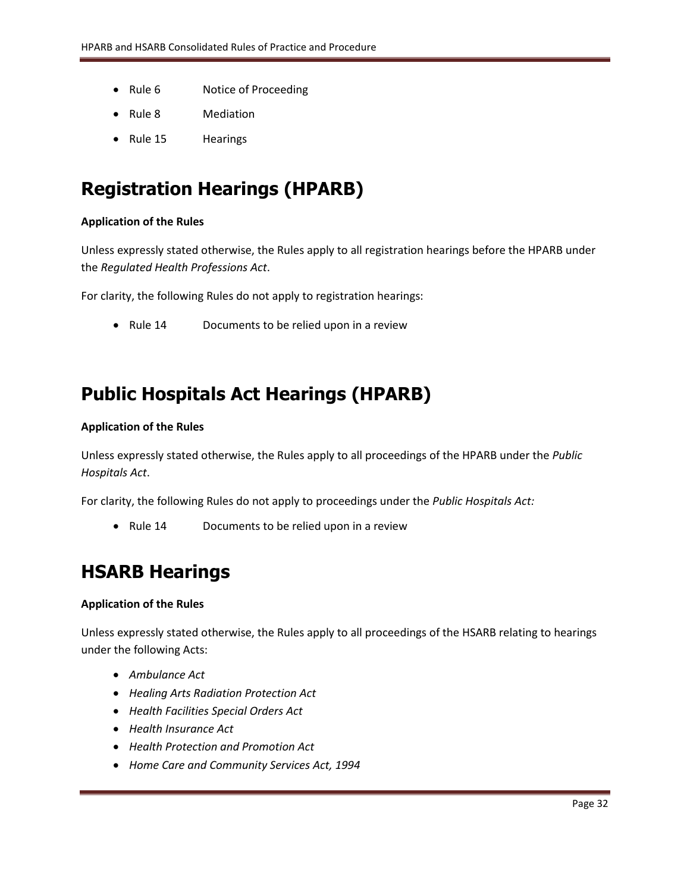- Rule 6 Notice of Proceeding
- Rule 8 Mediation
- Rule 15 Hearings

# Registration Hearings (HPARB)

**Application of the Rules**

Unless expressly stated otherwise, the Rules apply to all registration hearings before the HPARB under the *Regulated Health Professions Act*.

For clarity, the following Rules do not apply to registration hearings:

- Rule 14 Documents to be relied upon in a review

# Public Hospitals Act Hearings (HPARB)

**Application of the Rules**

Unless expressly stated otherwise, the Rules apply to all proceedings of the HPARB under the *Public Hospitals Act*.

For clarity, the following Rules do not apply to proceedings under the *Public Hospitals Act:*

- Rule 14 Documents to be relied upon in a review

# HSARB Hearings

**Application of the Rules**

Unless expressly stated otherwise, the Rules apply to all proceedings of the HSARB relating to hearings under the following Acts:

- *Ambulance Act*
- *Healing Arts Radiation Protection Act*
- *Health Facilities Special Orders Act*
- *Health Insurance Act*
- *Health Protection and Promotion Act*
- *Home Care and Community Services Act, 1994*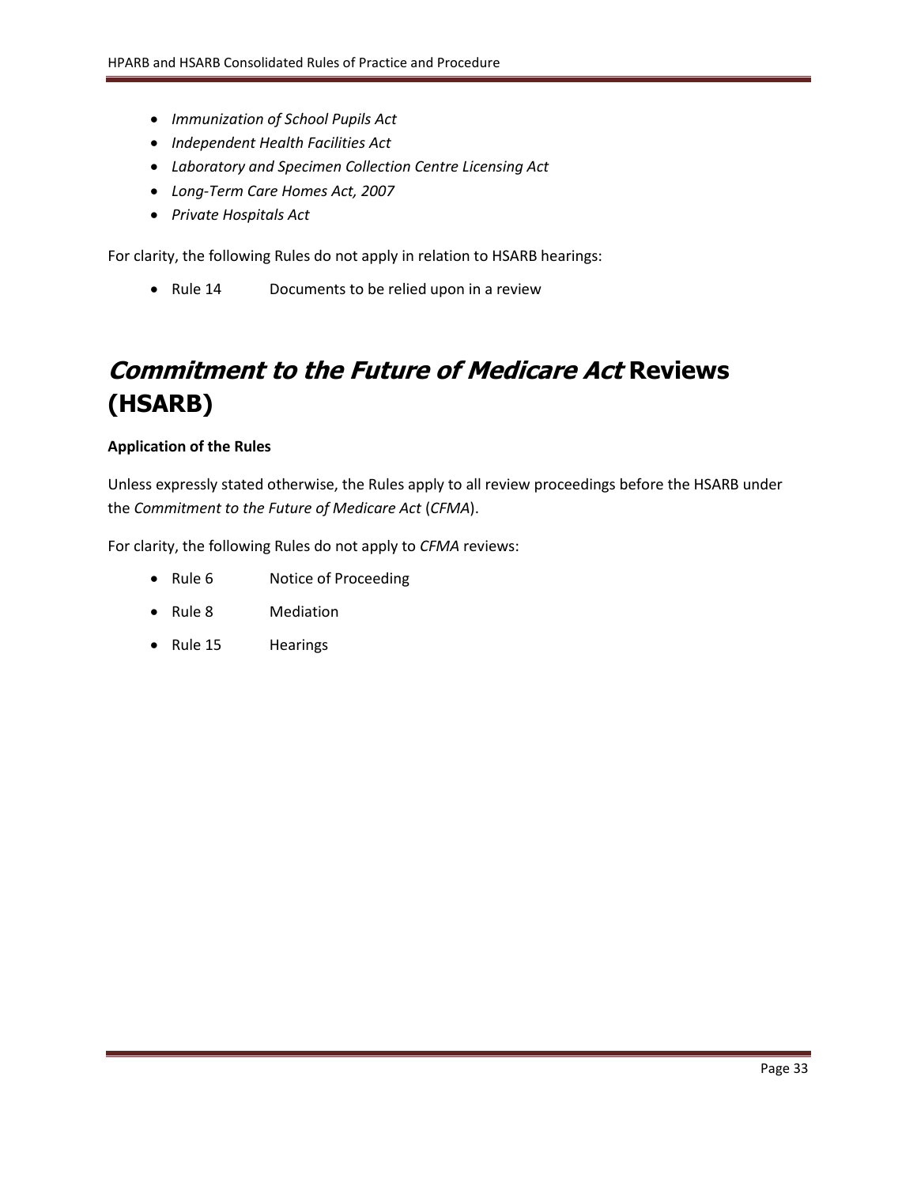- *Immunization of School Pupils Act*
- *Independent Health Facilities Act*
- *Laboratory and Specimen Collection Centre Licensing Act*
- *Long-Term Care Homes Act, 2007*
- *Private Hospitals Act*

For clarity, the following Rules do not apply in relation to HSARB hearings:

- Rule 14 Documents to be relied upon in a review

# *Commitment to the Future of Medicare Act* Reviews (HSARB)

**Application of the Rules**

Unless expressly stated otherwise, the Rules apply to all review proceedings before the HSARB under the *Commitment to the Future of Medicare Act* (*CFMA*).

For clarity, the following Rules do not apply to *CFMA* reviews:

- Rule 6 Notice of Proceeding
- Rule 8 Mediation
- Rule 15 Hearings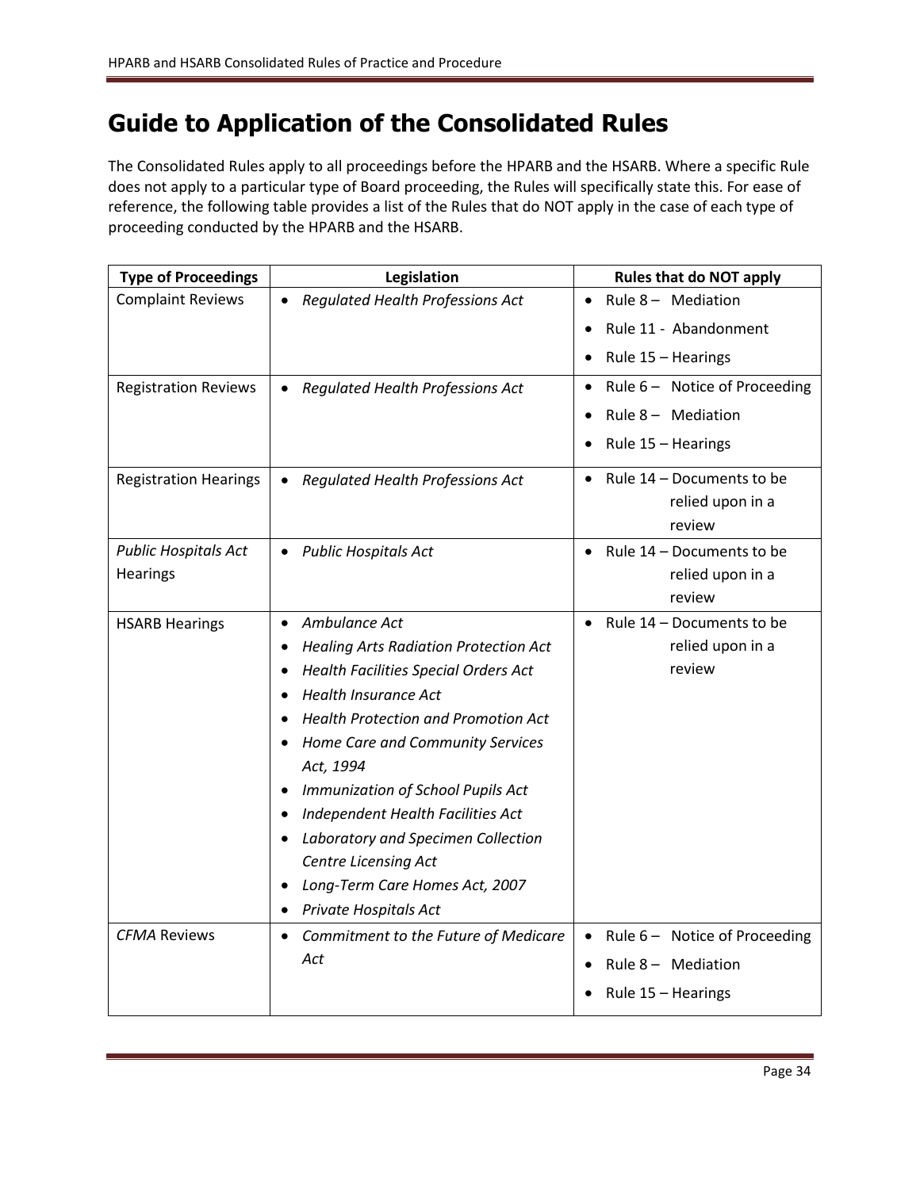# Guide to Application of the Consolidated Rules

The Consolidated Rules apply to all proceedings before the HPARB and the HSARB. Where a specific Rule does not apply to a particular type of Board proceeding, the Rules will specifically state this. For ease of reference, the following table provides a list of the Rules that do NOT apply in the case of each type of proceeding conducted by the HPARB and the HSARB.

| Type of Proceedings | Legislation | Rules that do NOT apply |
|---|---|---|
| Complaint Reviews | • *Regulated Health Professions Act* | • Rule 8 – Mediation<br>• Rule 11 - Abandonment<br>• Rule 15 – Hearings |
| Registration Reviews | • *Regulated Health Professions Act* | • Rule 6 – Notice of Proceeding<br>• Rule 8 – Mediation<br>• Rule 15 – Hearings |
| Registration Hearings | • *Regulated Health Professions Act* | • Rule 14 – Documents to be relied upon in a review |
| *Public Hospitals Act* Hearings | • *Public Hospitals Act* | • Rule 14 – Documents to be relied upon in a review |
| HSARB Hearings | • *Ambulance Act*<br>• *Healing Arts Radiation Protection Act*<br>• *Health Facilities Special Orders Act*<br>• *Health Insurance Act*<br>• *Health Protection and Promotion Act*<br>• *Home Care and Community Services Act, 1994*<br>• *Immunization of School Pupils Act*<br>• *Independent Health Facilities Act*<br>• *Laboratory and Specimen Collection Centre Licensing Act*<br>• *Long-Term Care Homes Act, 2007*<br>• *Private Hospitals Act* | • Rule 14 – Documents to be relied upon in a review |
| *CFMA* Reviews | • *Commitment to the Future of Medicare Act* | • Rule 6 – Notice of Proceeding<br>• Rule 8 – Mediation<br>• Rule 15 – Hearings |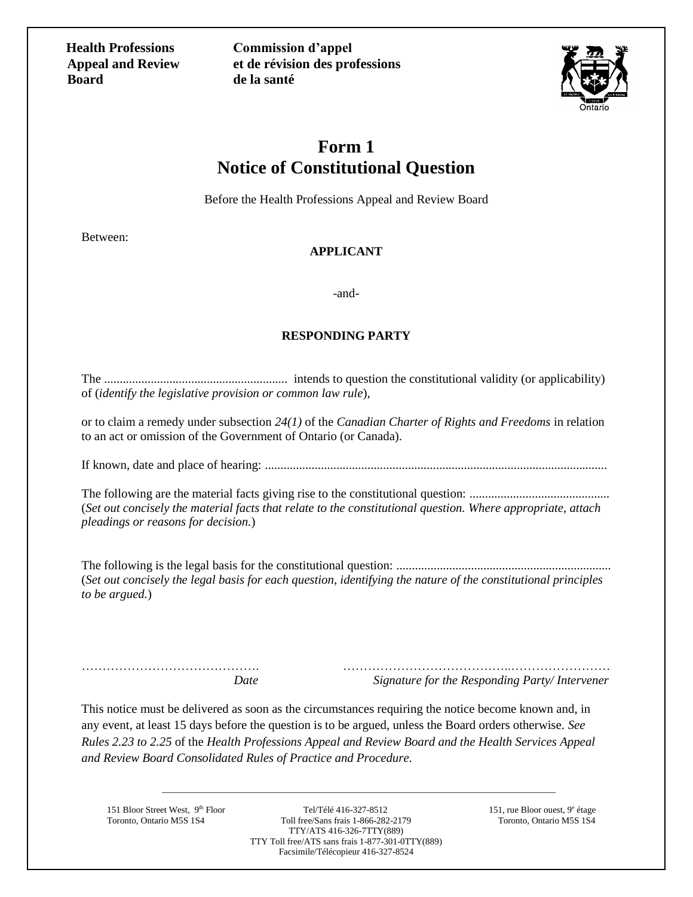**Health Professions Appeal and Review Board**

**Commission d'appel et de révision des professions de la santé**

# Form 1
# Notice of Constitutional Question

Before the Health Professions Appeal and Review Board

Between:

**APPLICANT**

-and-

**RESPONDING PARTY**

The ........................................................... intends to question the constitutional validity (or applicability) of (*identify the legislative provision or common law rule*),

or to claim a remedy under subsection *24(1)* of the *Canadian Charter of Rights and Freedoms* in relation to an act or omission of the Government of Ontario (or Canada).

If known, date and place of hearing: .............................................................................................................

The following are the material facts giving rise to the constitutional question: ............................................ (*Set out concisely the material facts that relate to the constitutional question. Where appropriate, attach pleadings or reasons for decision.*)

The following is the legal basis for the constitutional question: ..................................................................... (*Set out concisely the legal basis for each question, identifying the nature of the constitutional principles to be argued.*)

……………………………………. *Date*

…………………………………..…………………… *Signature for the Responding Party/ Intervener*

This notice must be delivered as soon as the circumstances requiring the notice become known and, in any event, at least 15 days before the question is to be argued, unless the Board orders otherwise. *See Rules 2.23 to 2.25* of the *Health Professions Appeal and Review Board and the Health Services Appeal and Review Board Consolidated Rules of Practice and Procedure.*

151 Bloor Street West, 9th Floor
Toronto, Ontario M5S 1S4

Tel/Télé 416-327-8512
Toll free/Sans frais 1-866-282-2179
TTY/ATS 416-326-7TTY(889)
TTY Toll free/ATS sans frais 1-877-301-0TTY(889)
Facsimile/Télécopieur 416-327-8524

151, rue Bloor ouest, 9e étage
Toronto, Ontario M5S 1S4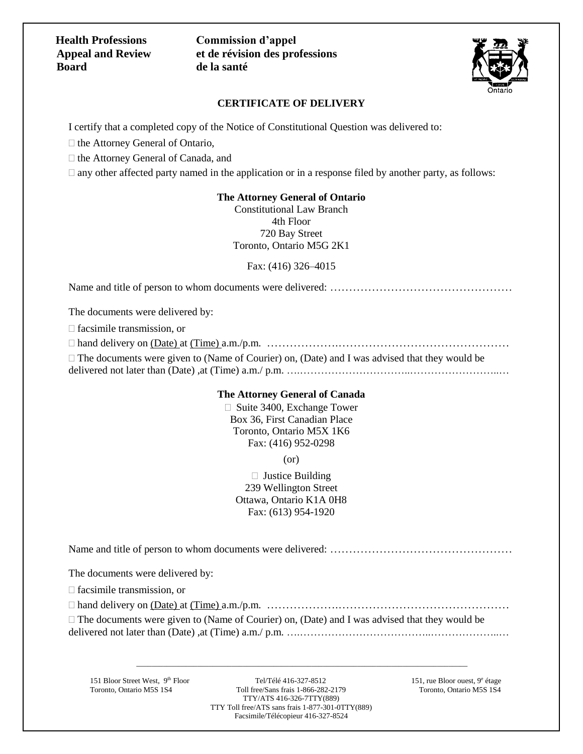**Health Professions Appeal and Review Board**

**Commission d'appel et de révision des professions de la santé**

## CERTIFICATE OF DELIVERY

I certify that a completed copy of the Notice of Constitutional Question was delivered to:

☐ the Attorney General of Ontario,

☐ the Attorney General of Canada, and

☐ any other affected party named in the application or in a response filed by another party, as follows:

**The Attorney General of Ontario**
Constitutional Law Branch
4th Floor
720 Bay Street
Toronto, Ontario M5G 2K1

Fax: (416) 326–4015

Name and title of person to whom documents were delivered: …………………………………………

The documents were delivered by:

☐ facsimile transmission, or

☐ hand delivery on (Date) at (Time) a.m./p.m. ……………….………………………………………

☐ The documents were given to (Name of Courier) on, (Date) and I was advised that they would be delivered not later than (Date) ,at (Time) a.m./ p.m. ….…………………………..……………………..…

**The Attorney General of Canada**

☐ Suite 3400, Exchange Tower
Box 36, First Canadian Place
Toronto, Ontario M5X 1K6
Fax: (416) 952-0298

(or)

☐ Justice Building
239 Wellington Street
Ottawa, Ontario K1A 0H8
Fax: (613) 954-1920

Name and title of person to whom documents were delivered: …………………………………………

The documents were delivered by:

☐ facsimile transmission, or

☐ hand delivery on (Date) at (Time) a.m./p.m. ……………….………………………………………

☐ The documents were given to (Name of Courier) on, (Date) and I was advised that they would be delivered not later than (Date) ,at (Time) a.m./ p.m. ….………………………………..………………...…

151 Bloor Street West, 9th Floor, Toronto, Ontario M5S 1S4
Tel/Télé 416-327-8512
Toll free/Sans frais 1-866-282-2179
TTY/ATS 416-326-7TTY(889)
TTY Toll free/ATS sans frais 1-877-301-0TTY(889)
Facsimile/Télécopieur 416-327-8524
151, rue Bloor ouest, 9e étage, Toronto, Ontario M5S 1S4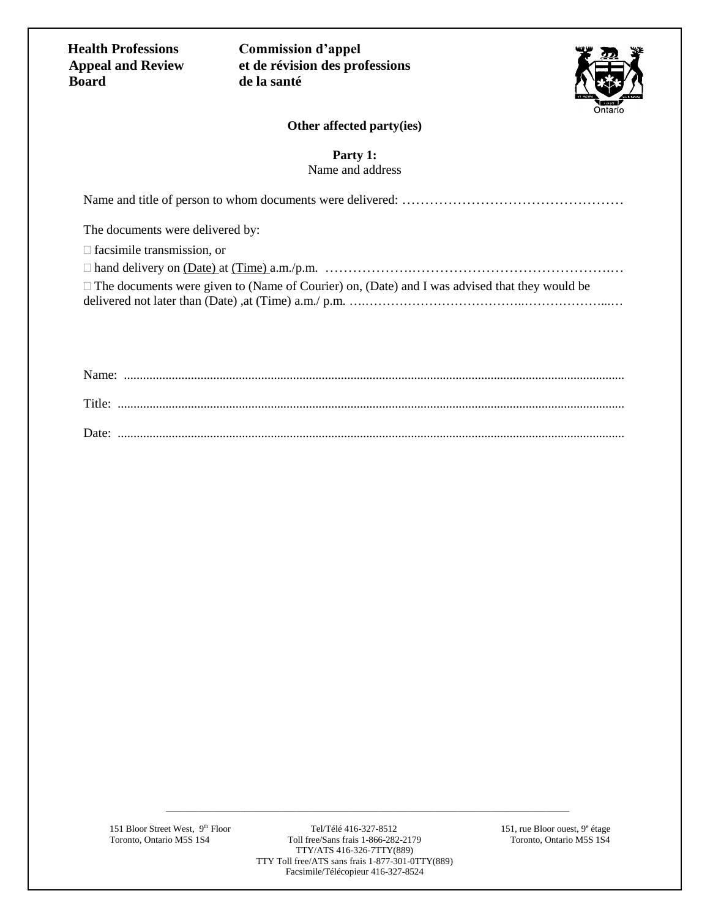**Health Professions Appeal and Review Board** | **Commission d'appel et de révision des professions de la santé**

**Other affected party(ies)**

**Party 1:**
Name and address

Name and title of person to whom documents were delivered: …………………………………………

The documents were delivered by:

☐ facsimile transmission, or

☐ hand delivery on (Date) at (Time) a.m./p.m. ………………..…………………………………….…

☐ The documents were given to (Name of Courier) on, (Date) and I was advised that they would be delivered not later than (Date) ,at (Time) a.m./ p.m. ….……………………………..………………...…

Name: ..........................................................................................................................................

Title: ............................................................................................................................................

Date: ............................................................................................................................................

151 Bloor Street West, 9th Floor
Toronto, Ontario M5S 1S4

Tel/Télé 416-327-8512
Toll free/Sans frais 1-866-282-2179
TTY/ATS 416-326-7TTY(889)
TTY Toll free/ATS sans frais 1-877-301-0TTY(889)
Facsimile/Télécopieur 416-327-8524

151, rue Bloor ouest, 9e étage
Toronto, Ontario M5S 1S4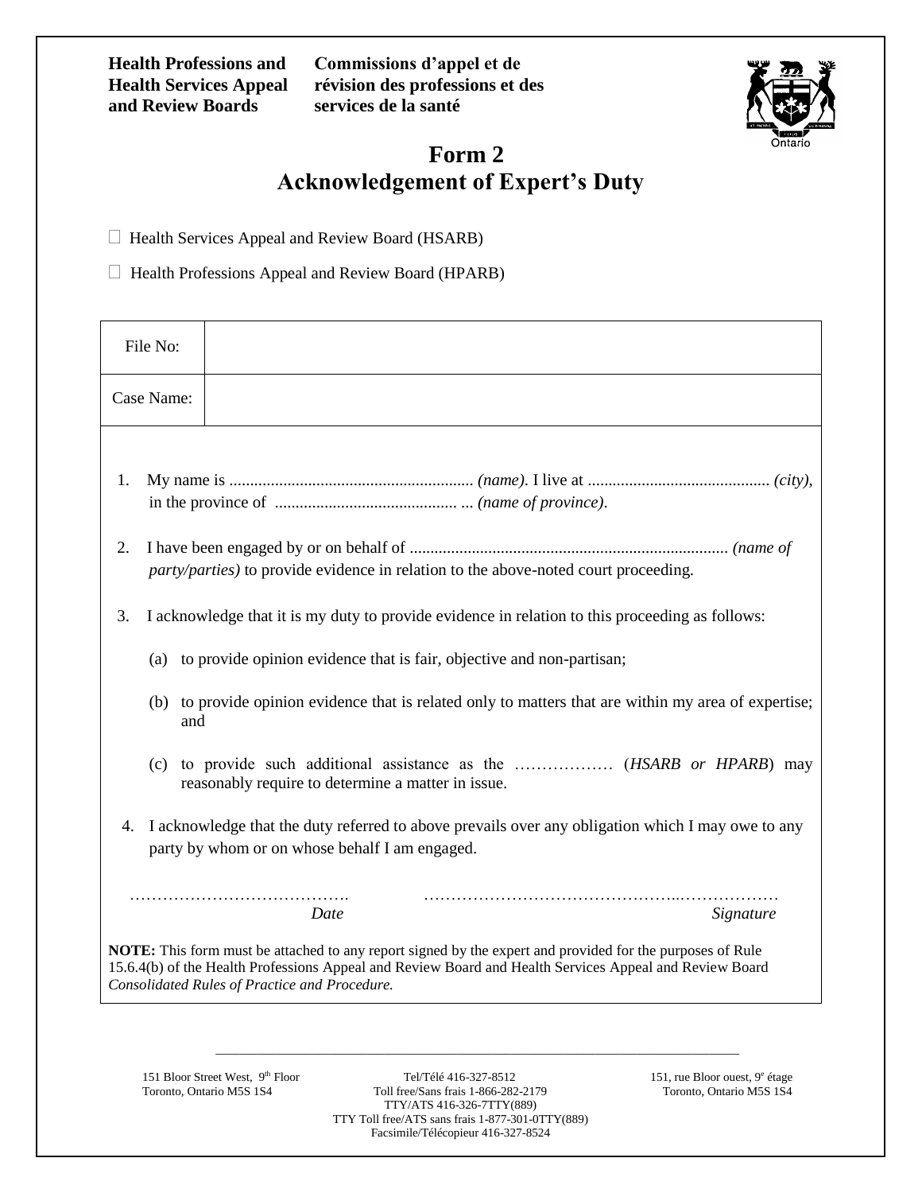**Health Professions and Health Services Appeal and Review Boards**

**Commissions d'appel et de révision des professions et des services de la santé**

# Form 2
# Acknowledgement of Expert's Duty

☐ Health Services Appeal and Review Board (HSARB)

☐ Health Professions Appeal and Review Board (HPARB)

| | |
|---|---|
| File No: | |
| Case Name: | |

1. My name is .......................................................... *(name)*. I live at ........................................... *(city)*, in the province of ............................................ ... *(name of province)*.

2. I have been engaged by or on behalf of ............................................................................ *(name of party/parties)* to provide evidence in relation to the above-noted court proceeding.

3. I acknowledge that it is my duty to provide evidence in relation to this proceeding as follows:

   (a) to provide opinion evidence that is fair, objective and non-partisan;

   (b) to provide opinion evidence that is related only to matters that are within my area of expertise; and

   (c) to provide such additional assistance as the ……………… (*HSARB or HPARB*) may reasonably require to determine a matter in issue.

4. I acknowledge that the duty referred to above prevails over any obligation which I may owe to any party by whom or on whose behalf I am engaged.

…………………………………. *Date*

…………………………………………..……………… *Signature*

**NOTE:** This form must be attached to any report signed by the expert and provided for the purposes of Rule 15.6.4(b) of the Health Professions Appeal and Review Board and Health Services Appeal and Review Board *Consolidated Rules of Practice and Procedure.*

151 Bloor Street West, 9th Floor
Toronto, Ontario M5S 1S4

Tel/Télé 416-327-8512
Toll free/Sans frais 1-866-282-2179
TTY/ATS 416-326-7TTY(889)
TTY Toll free/ATS sans frais 1-877-301-0TTY(889)
Facsimile/Télécopieur 416-327-8524

151, rue Bloor ouest, 9e étage
Toronto, Ontario M5S 1S4